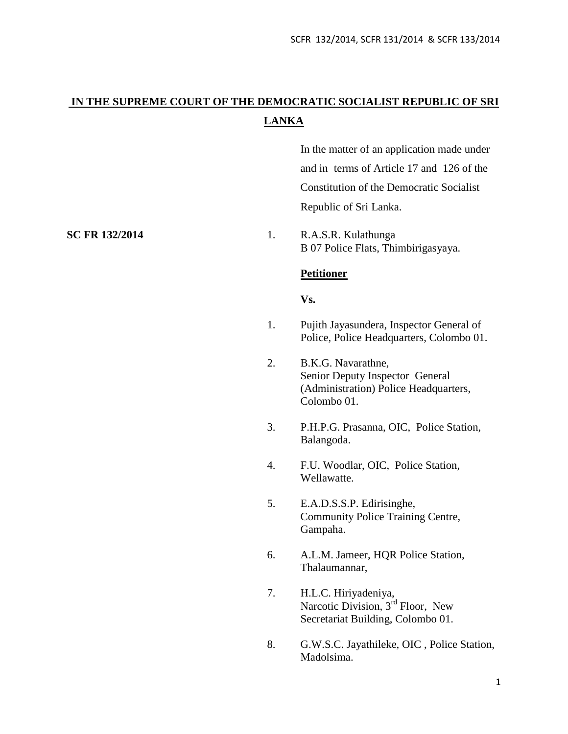# IN THE SUPREME COURT OF THE DEMOCRATIC SOCIALIST REPUBLIC OF SRI LANKA

In the matter of an application made under and in terms of Article 17 and 126 of the Constitution of the Democratic Socialist Republic of Sri Lanka.

**SC FR 132/2014**

1. R.A.S.R. Kulathunga
   B 07 Police Flats, Thimbirigasyaya.

**Petitioner**

**Vs.**

1. Pujith Jayasundera, Inspector General of Police, Police Headquarters, Colombo 01.

2. B.K.G. Navarathne,
   Senior Deputy Inspector General (Administration) Police Headquarters, Colombo 01.

3. P.H.P.G. Prasanna, OIC, Police Station, Balangoda.

4. F.U. Woodlar, OIC, Police Station, Wellawatte.

5. E.A.D.S.S.P. Edirisinghe,
   Community Police Training Centre, Gampaha.

6. A.L.M. Jameer, HQR Police Station, Thalaumannar,

7. H.L.C. Hiriyadeniya,
   Narcotic Division, 3rd Floor, New Secretariat Building, Colombo 01.

8. G.W.S.C. Jayathileke, OIC , Police Station, Madolsima.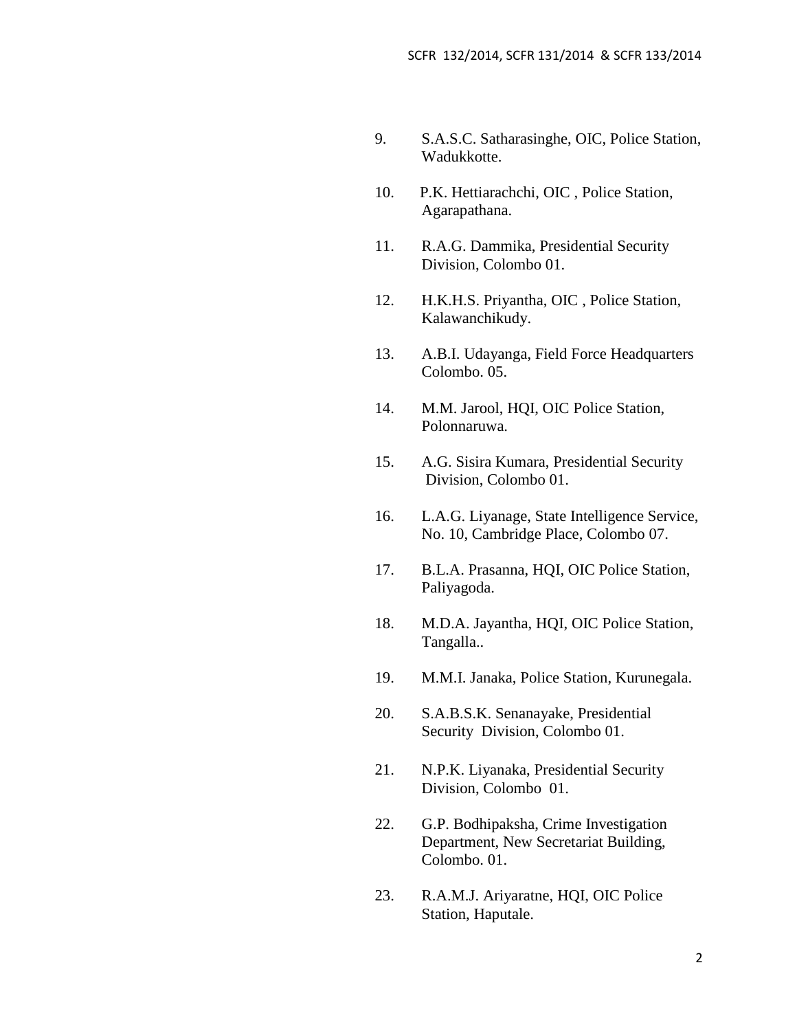9. S.A.S.C. Satharasinghe, OIC, Police Station, Wadukkotte.

10. P.K. Hettiarachchi, OIC , Police Station, Agarapathana.

11. R.A.G. Dammika, Presidential Security Division, Colombo 01.

12. H.K.H.S. Priyantha, OIC , Police Station, Kalawanchikudy.

13. A.B.I. Udayanga, Field Force Headquarters Colombo. 05.

14. M.M. Jarool, HQI, OIC Police Station, Polonnaruwa.

15. A.G. Sisira Kumara, Presidential Security Division, Colombo 01.

16. L.A.G. Liyanage, State Intelligence Service, No. 10, Cambridge Place, Colombo 07.

17. B.L.A. Prasanna, HQI, OIC Police Station, Paliyagoda.

18. M.D.A. Jayantha, HQI, OIC Police Station, Tangalla..

19. M.M.I. Janaka, Police Station, Kurunegala.

20. S.A.B.S.K. Senanayake, Presidential Security Division, Colombo 01.

21. N.P.K. Liyanaka, Presidential Security Division, Colombo 01.

22. G.P. Bodhipaksha, Crime Investigation Department, New Secretariat Building, Colombo. 01.

23. R.A.M.J. Ariyaratne, HQI, OIC Police Station, Haputale.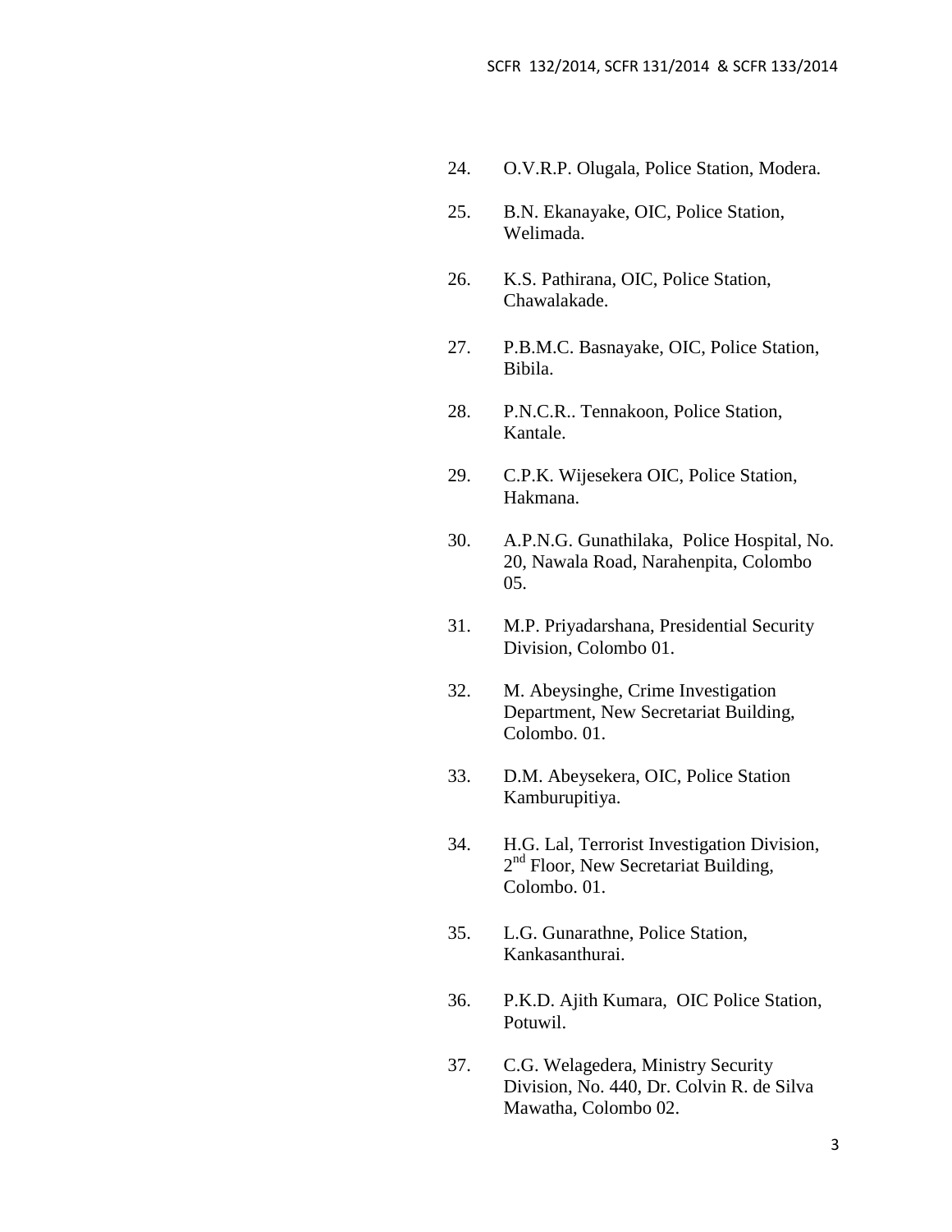24. O.V.R.P. Olugala, Police Station, Modera.

25. B.N. Ekanayake, OIC, Police Station, Welimada.

26. K.S. Pathirana, OIC, Police Station, Chawalakade.

27. P.B.M.C. Basnayake, OIC, Police Station, Bibila.

28. P.N.C.R.. Tennakoon, Police Station, Kantale.

29. C.P.K. Wijesekera OIC, Police Station, Hakmana.

30. A.P.N.G. Gunathilaka, Police Hospital, No. 20, Nawala Road, Narahenpita, Colombo 05.

31. M.P. Priyadarshana, Presidential Security Division, Colombo 01.

32. M. Abeysinghe, Crime Investigation Department, New Secretariat Building, Colombo. 01.

33. D.M. Abeysekera, OIC, Police Station Kamburupitiya.

34. H.G. Lal, Terrorist Investigation Division, 2nd Floor, New Secretariat Building, Colombo. 01.

35. L.G. Gunarathne, Police Station, Kankasanthurai.

36. P.K.D. Ajith Kumara, OIC Police Station, Potuwil.

37. C.G. Welagedera, Ministry Security Division, No. 440, Dr. Colvin R. de Silva Mawatha, Colombo 02.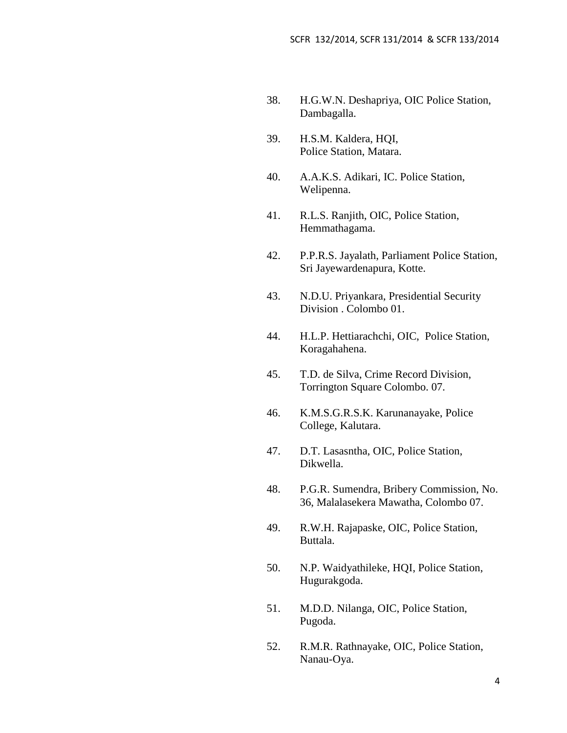38. H.G.W.N. Deshapriya, OIC Police Station, Dambagalla.

39. H.S.M. Kaldera, HQI, Police Station, Matara.

40. A.A.K.S. Adikari, IC. Police Station, Welipenna.

41. R.L.S. Ranjith, OIC, Police Station, Hemmathagama.

42. P.P.R.S. Jayalath, Parliament Police Station, Sri Jayewardenapura, Kotte.

43. N.D.U. Priyankara, Presidential Security Division . Colombo 01.

44. H.L.P. Hettiarachchi, OIC, Police Station, Koragahahena.

45. T.D. de Silva, Crime Record Division, Torrington Square Colombo. 07.

46. K.M.S.G.R.S.K. Karunanayake, Police College, Kalutara.

47. D.T. Lasasntha, OIC, Police Station, Dikwella.

48. P.G.R. Sumendra, Bribery Commission, No. 36, Malalasekera Mawatha, Colombo 07.

49. R.W.H. Rajapaske, OIC, Police Station, Buttala.

50. N.P. Waidyathileke, HQI, Police Station, Hugurakgoda.

51. M.D.D. Nilanga, OIC, Police Station, Pugoda.

52. R.M.R. Rathnayake, OIC, Police Station, Nanau-Oya.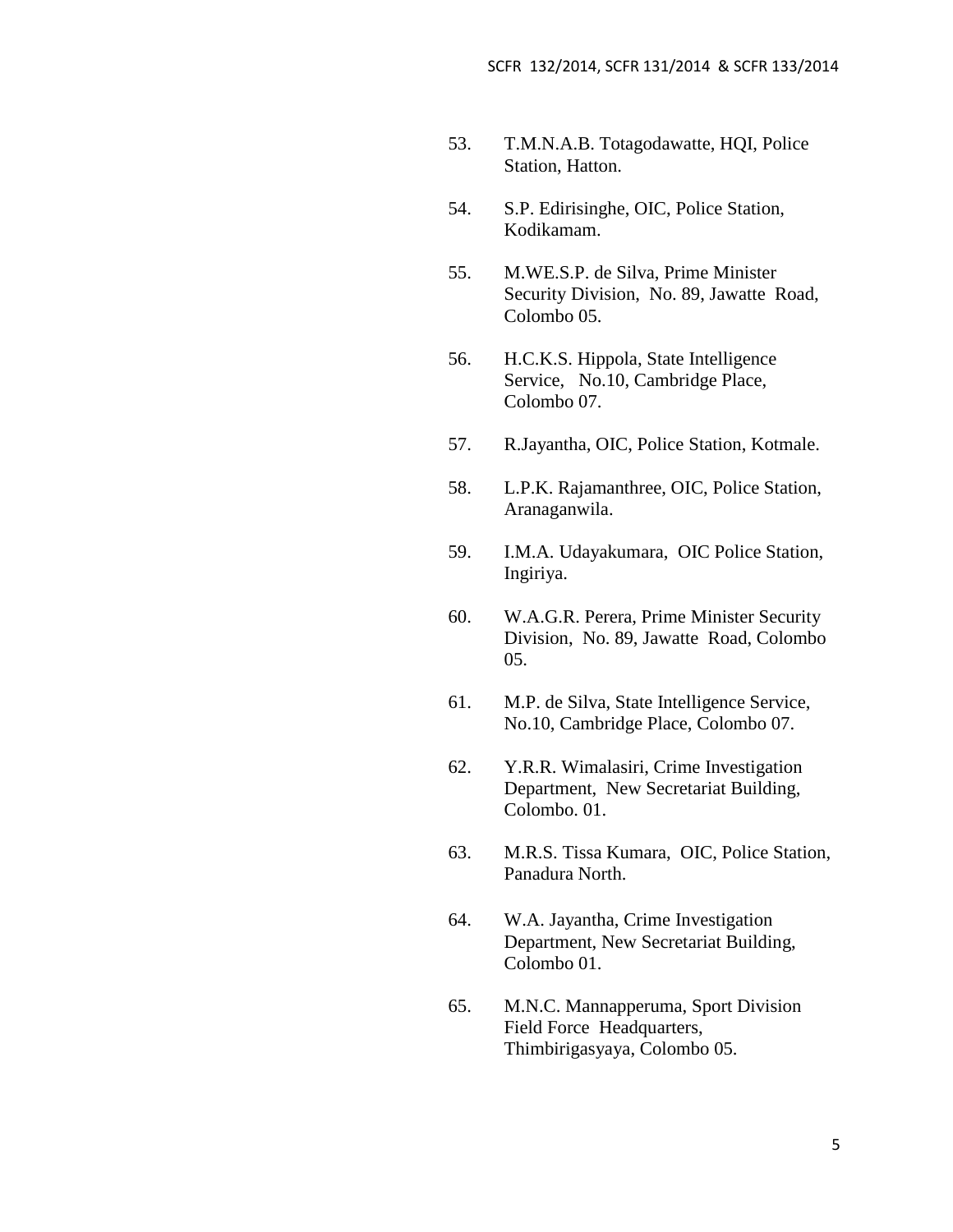53. T.M.N.A.B. Totagodawatte, HQI, Police Station, Hatton.

54. S.P. Edirisinghe, OIC, Police Station, Kodikamam.

55. M.WE.S.P. de Silva, Prime Minister Security Division, No. 89, Jawatte Road, Colombo 05.

56. H.C.K.S. Hippola, State Intelligence Service, No.10, Cambridge Place, Colombo 07.

57. R.Jayantha, OIC, Police Station, Kotmale.

58. L.P.K. Rajamanthree, OIC, Police Station, Aranaganwila.

59. I.M.A. Udayakumara, OIC Police Station, Ingiriya.

60. W.A.G.R. Perera, Prime Minister Security Division, No. 89, Jawatte Road, Colombo 05.

61. M.P. de Silva, State Intelligence Service, No.10, Cambridge Place, Colombo 07.

62. Y.R.R. Wimalasiri, Crime Investigation Department, New Secretariat Building, Colombo. 01.

63. M.R.S. Tissa Kumara, OIC, Police Station, Panadura North.

64. W.A. Jayantha, Crime Investigation Department, New Secretariat Building, Colombo 01.

65. M.N.C. Mannapperuma, Sport Division Field Force Headquarters, Thimbirigasyaya, Colombo 05.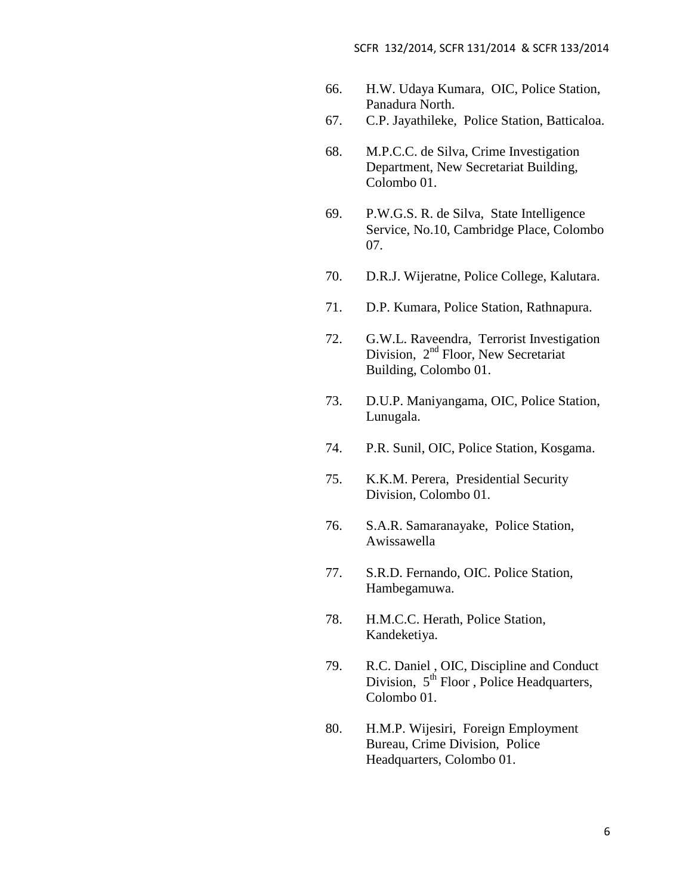66. H.W. Udaya Kumara, OIC, Police Station, Panadura North.
67. C.P. Jayathileke, Police Station, Batticaloa.
68. M.P.C.C. de Silva, Crime Investigation Department, New Secretariat Building, Colombo 01.
69. P.W.G.S. R. de Silva, State Intelligence Service, No.10, Cambridge Place, Colombo 07.
70. D.R.J. Wijeratne, Police College, Kalutara.
71. D.P. Kumara, Police Station, Rathnapura.
72. G.W.L. Raveendra, Terrorist Investigation Division, 2nd Floor, New Secretariat Building, Colombo 01.
73. D.U.P. Maniyangama, OIC, Police Station, Lunugala.
74. P.R. Sunil, OIC, Police Station, Kosgama.
75. K.K.M. Perera, Presidential Security Division, Colombo 01.
76. S.A.R. Samaranayake, Police Station, Awissawella
77. S.R.D. Fernando, OIC. Police Station, Hambegamuwa.
78. H.M.C.C. Herath, Police Station, Kandeketiya.
79. R.C. Daniel , OIC, Discipline and Conduct Division, 5th Floor , Police Headquarters, Colombo 01.
80. H.M.P. Wijesiri, Foreign Employment Bureau, Crime Division, Police Headquarters, Colombo 01.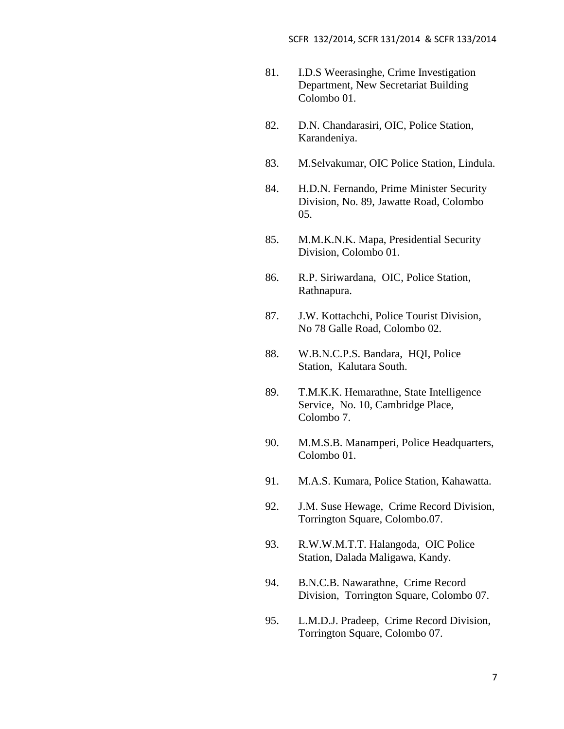81. I.D.S Weerasinghe, Crime Investigation Department, New Secretariat Building Colombo 01.

82. D.N. Chandarasiri, OIC, Police Station, Karandeniya.

83. M.Selvakumar, OIC Police Station, Lindula.

84. H.D.N. Fernando, Prime Minister Security Division, No. 89, Jawatte Road, Colombo 05.

85. M.M.K.N.K. Mapa, Presidential Security Division, Colombo 01.

86. R.P. Siriwardana, OIC, Police Station, Rathnapura.

87. J.W. Kottachchi, Police Tourist Division, No 78 Galle Road, Colombo 02.

88. W.B.N.C.P.S. Bandara, HQI, Police Station, Kalutara South.

89. T.M.K.K. Hemarathne, State Intelligence Service, No. 10, Cambridge Place, Colombo 7.

90. M.M.S.B. Manamperi, Police Headquarters, Colombo 01.

91. M.A.S. Kumara, Police Station, Kahawatta.

92. J.M. Suse Hewage, Crime Record Division, Torrington Square, Colombo.07.

93. R.W.W.M.T.T. Halangoda, OIC Police Station, Dalada Maligawa, Kandy.

94. B.N.C.B. Nawarathne, Crime Record Division, Torrington Square, Colombo 07.

95. L.M.D.J. Pradeep, Crime Record Division, Torrington Square, Colombo 07.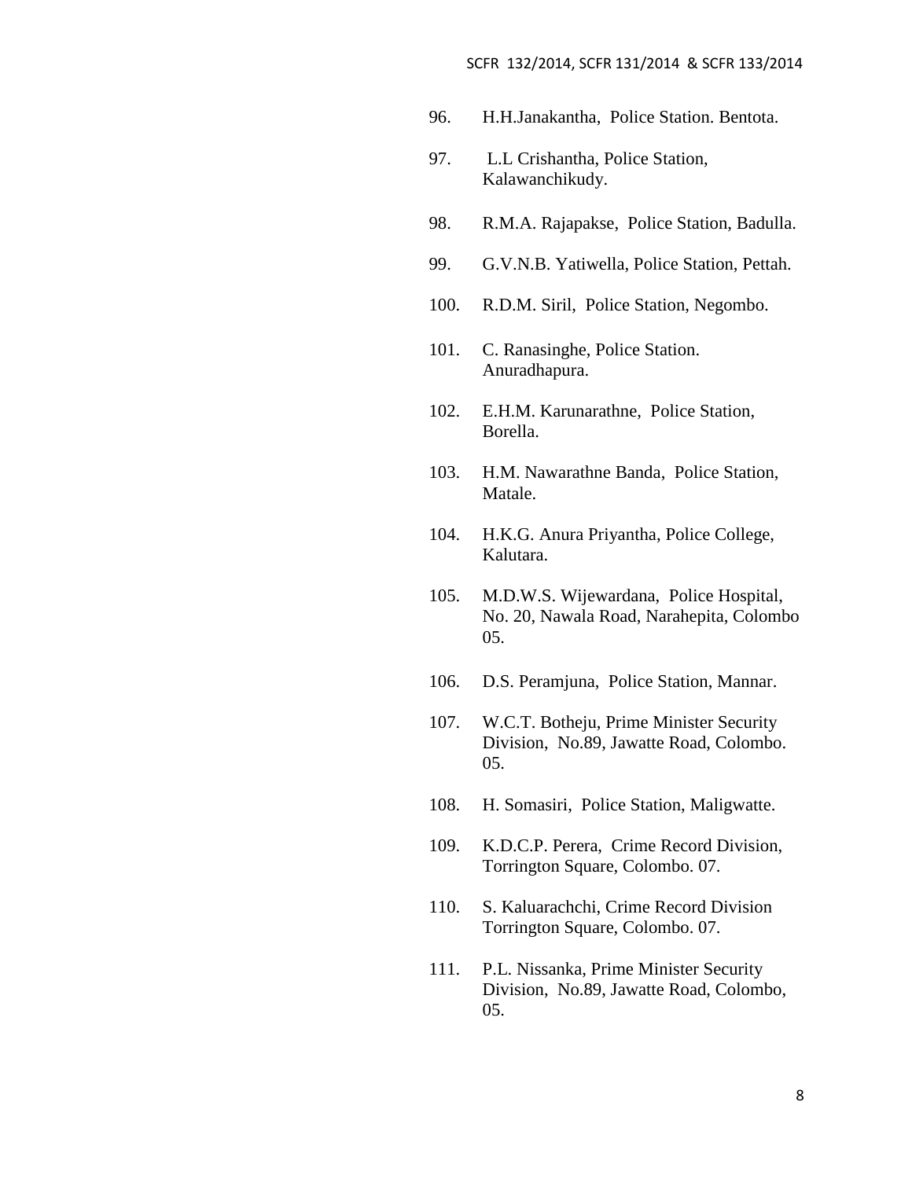96. H.H.Janakantha, Police Station. Bentota.

97. L.L Crishantha, Police Station, Kalawanchikudy.

98. R.M.A. Rajapakse, Police Station, Badulla.

99. G.V.N.B. Yatiwella, Police Station, Pettah.

100. R.D.M. Siril, Police Station, Negombo.

101. C. Ranasinghe, Police Station. Anuradhapura.

102. E.H.M. Karunarathne, Police Station, Borella.

103. H.M. Nawarathne Banda, Police Station, Matale.

104. H.K.G. Anura Priyantha, Police College, Kalutara.

105. M.D.W.S. Wijewardana, Police Hospital, No. 20, Nawala Road, Narahepita, Colombo 05.

106. D.S. Peramjuna, Police Station, Mannar.

107. W.C.T. Botheju, Prime Minister Security Division, No.89, Jawatte Road, Colombo. 05.

108. H. Somasiri, Police Station, Maligwatte.

109. K.D.C.P. Perera, Crime Record Division, Torrington Square, Colombo. 07.

110. S. Kaluarachchi, Crime Record Division Torrington Square, Colombo. 07.

111. P.L. Nissanka, Prime Minister Security Division, No.89, Jawatte Road, Colombo, 05.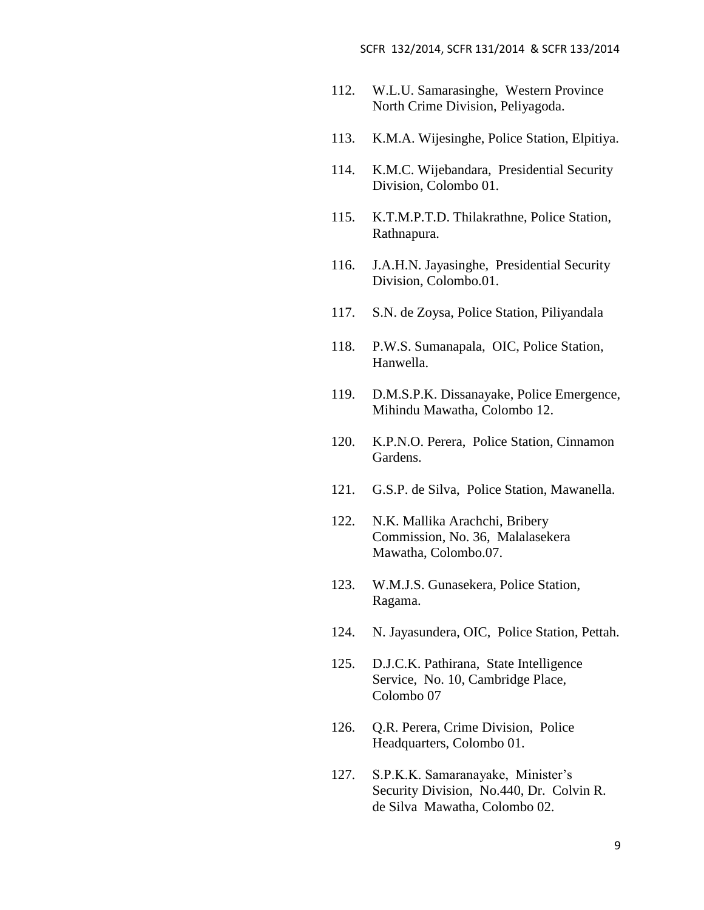112. W.L.U. Samarasinghe, Western Province North Crime Division, Peliyagoda.

113. K.M.A. Wijesinghe, Police Station, Elpitiya.

114. K.M.C. Wijebandara, Presidential Security Division, Colombo 01.

115. K.T.M.P.T.D. Thilakrathne, Police Station, Rathnapura.

116. J.A.H.N. Jayasinghe, Presidential Security Division, Colombo.01.

117. S.N. de Zoysa, Police Station, Piliyandala

118. P.W.S. Sumanapala, OIC, Police Station, Hanwella.

119. D.M.S.P.K. Dissanayake, Police Emergence, Mihindu Mawatha, Colombo 12.

120. K.P.N.O. Perera, Police Station, Cinnamon Gardens.

121. G.S.P. de Silva, Police Station, Mawanella.

122. N.K. Mallika Arachchi, Bribery Commission, No. 36, Malalasekera Mawatha, Colombo.07.

123. W.M.J.S. Gunasekera, Police Station, Ragama.

124. N. Jayasundera, OIC, Police Station, Pettah.

125. D.J.C.K. Pathirana, State Intelligence Service, No. 10, Cambridge Place, Colombo 07

126. Q.R. Perera, Crime Division, Police Headquarters, Colombo 01.

127. S.P.K.K. Samaranayake, Minister's Security Division, No.440, Dr. Colvin R. de Silva Mawatha, Colombo 02.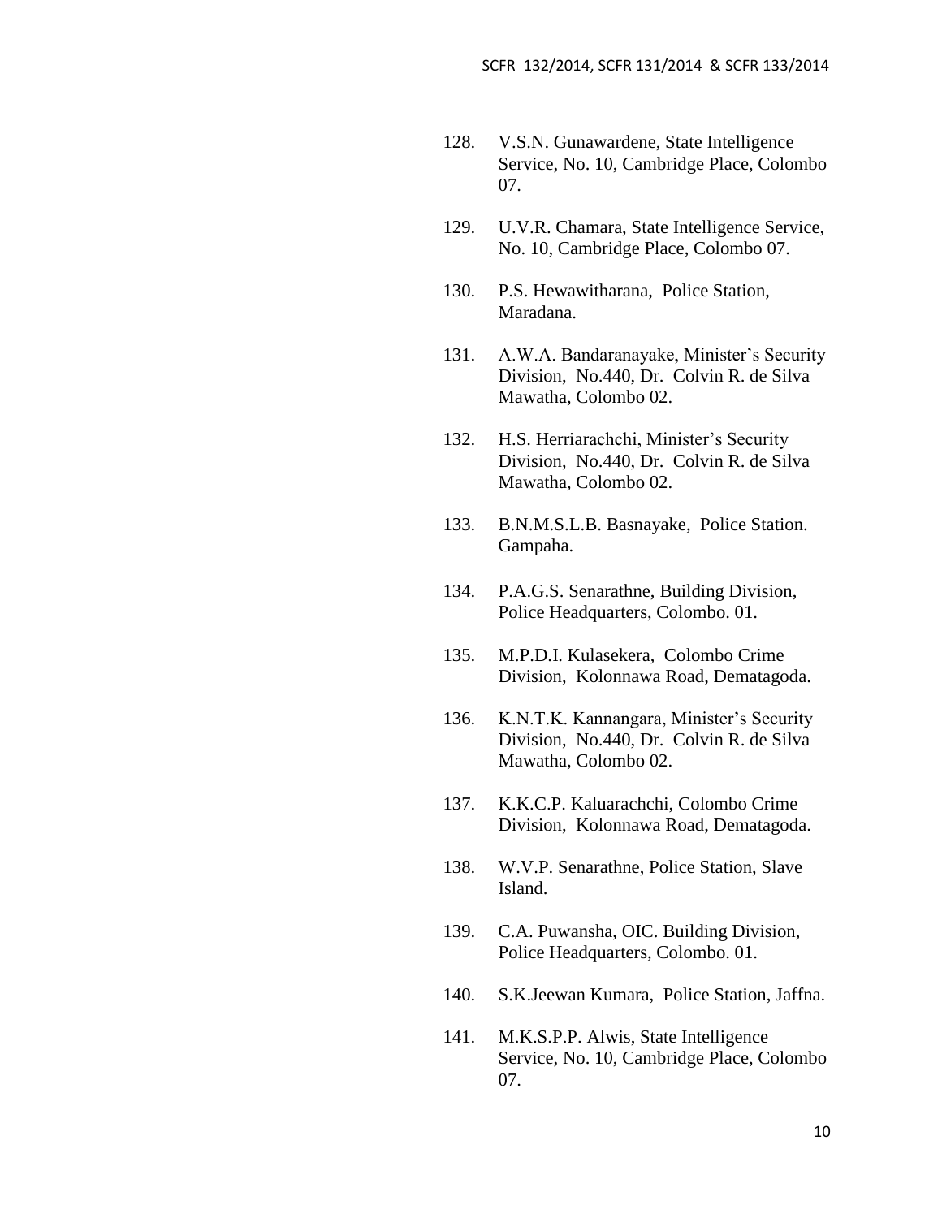128. V.S.N. Gunawardene, State Intelligence Service, No. 10, Cambridge Place, Colombo 07.

129. U.V.R. Chamara, State Intelligence Service, No. 10, Cambridge Place, Colombo 07.

130. P.S. Hewawitharana, Police Station, Maradana.

131. A.W.A. Bandaranayake, Minister's Security Division, No.440, Dr. Colvin R. de Silva Mawatha, Colombo 02.

132. H.S. Herriarachchi, Minister's Security Division, No.440, Dr. Colvin R. de Silva Mawatha, Colombo 02.

133. B.N.M.S.L.B. Basnayake, Police Station. Gampaha.

134. P.A.G.S. Senarathne, Building Division, Police Headquarters, Colombo. 01.

135. M.P.D.I. Kulasekera, Colombo Crime Division, Kolonnawa Road, Dematagoda.

136. K.N.T.K. Kannangara, Minister's Security Division, No.440, Dr. Colvin R. de Silva Mawatha, Colombo 02.

137. K.K.C.P. Kaluarachchi, Colombo Crime Division, Kolonnawa Road, Dematagoda.

138. W.V.P. Senarathne, Police Station, Slave Island.

139. C.A. Puwansha, OIC. Building Division, Police Headquarters, Colombo. 01.

140. S.K.Jeewan Kumara, Police Station, Jaffna.

141. M.K.S.P.P. Alwis, State Intelligence Service, No. 10, Cambridge Place, Colombo 07.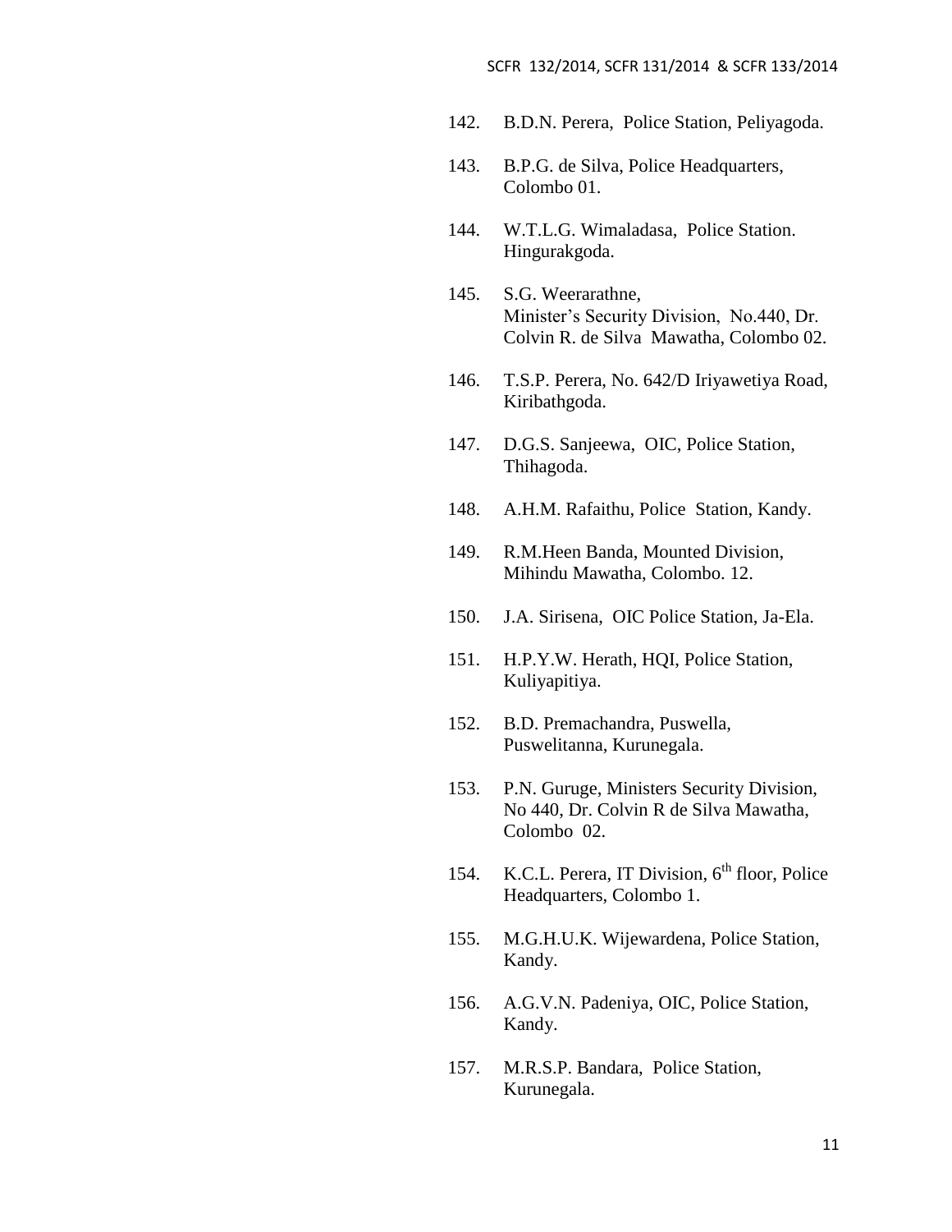142. B.D.N. Perera, Police Station, Peliyagoda.

143. B.P.G. de Silva, Police Headquarters, Colombo 01.

144. W.T.L.G. Wimaladasa, Police Station. Hingurakgoda.

145. S.G. Weerarathne, Minister's Security Division, No.440, Dr. Colvin R. de Silva Mawatha, Colombo 02.

146. T.S.P. Perera, No. 642/D Iriyawetiya Road, Kiribathgoda.

147. D.G.S. Sanjeewa, OIC, Police Station, Thihagoda.

148. A.H.M. Rafaithu, Police Station, Kandy.

149. R.M.Heen Banda, Mounted Division, Mihindu Mawatha, Colombo. 12.

150. J.A. Sirisena, OIC Police Station, Ja-Ela.

151. H.P.Y.W. Herath, HQI, Police Station, Kuliyapitiya.

152. B.D. Premachandra, Puswella, Puswelitanna, Kurunegala.

153. P.N. Guruge, Ministers Security Division, No 440, Dr. Colvin R de Silva Mawatha, Colombo 02.

154. K.C.L. Perera, IT Division, 6th floor, Police Headquarters, Colombo 1.

155. M.G.H.U.K. Wijewardena, Police Station, Kandy.

156. A.G.V.N. Padeniya, OIC, Police Station, Kandy.

157. M.R.S.P. Bandara, Police Station, Kurunegala.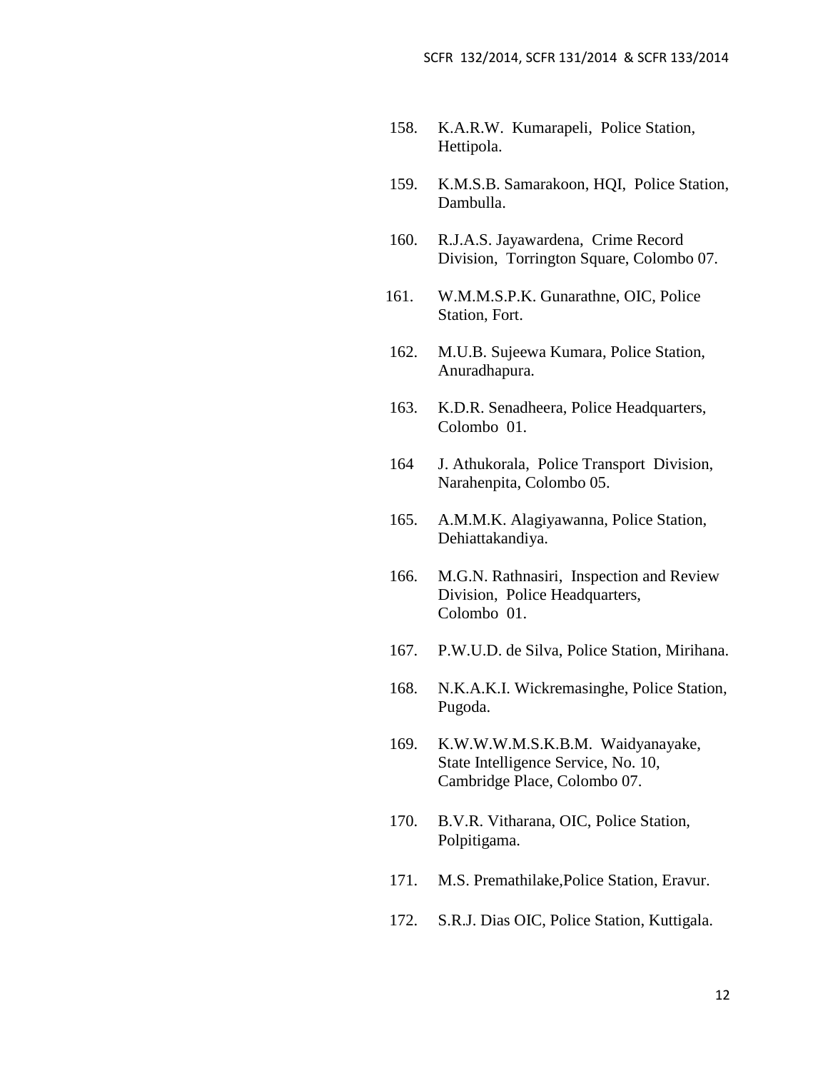158. K.A.R.W. Kumarapeli, Police Station, Hettipola.

159. K.M.S.B. Samarakoon, HQI, Police Station, Dambulla.

160. R.J.A.S. Jayawardena, Crime Record Division, Torrington Square, Colombo 07.

161. W.M.M.S.P.K. Gunarathne, OIC, Police Station, Fort.

162. M.U.B. Sujeewa Kumara, Police Station, Anuradhapura.

163. K.D.R. Senadheera, Police Headquarters, Colombo 01.

164 J. Athukorala, Police Transport Division, Narahenpita, Colombo 05.

165. A.M.M.K. Alagiyawanna, Police Station, Dehiattakandiya.

166. M.G.N. Rathnasiri, Inspection and Review Division, Police Headquarters, Colombo 01.

167. P.W.U.D. de Silva, Police Station, Mirihana.

168. N.K.A.K.I. Wickremasinghe, Police Station, Pugoda.

169. K.W.W.W.M.S.K.B.M. Waidyanayake, State Intelligence Service, No. 10, Cambridge Place, Colombo 07.

170. B.V.R. Vitharana, OIC, Police Station, Polpitigama.

171. M.S. Premathilake,Police Station, Eravur.

172. S.R.J. Dias OIC, Police Station, Kuttigala.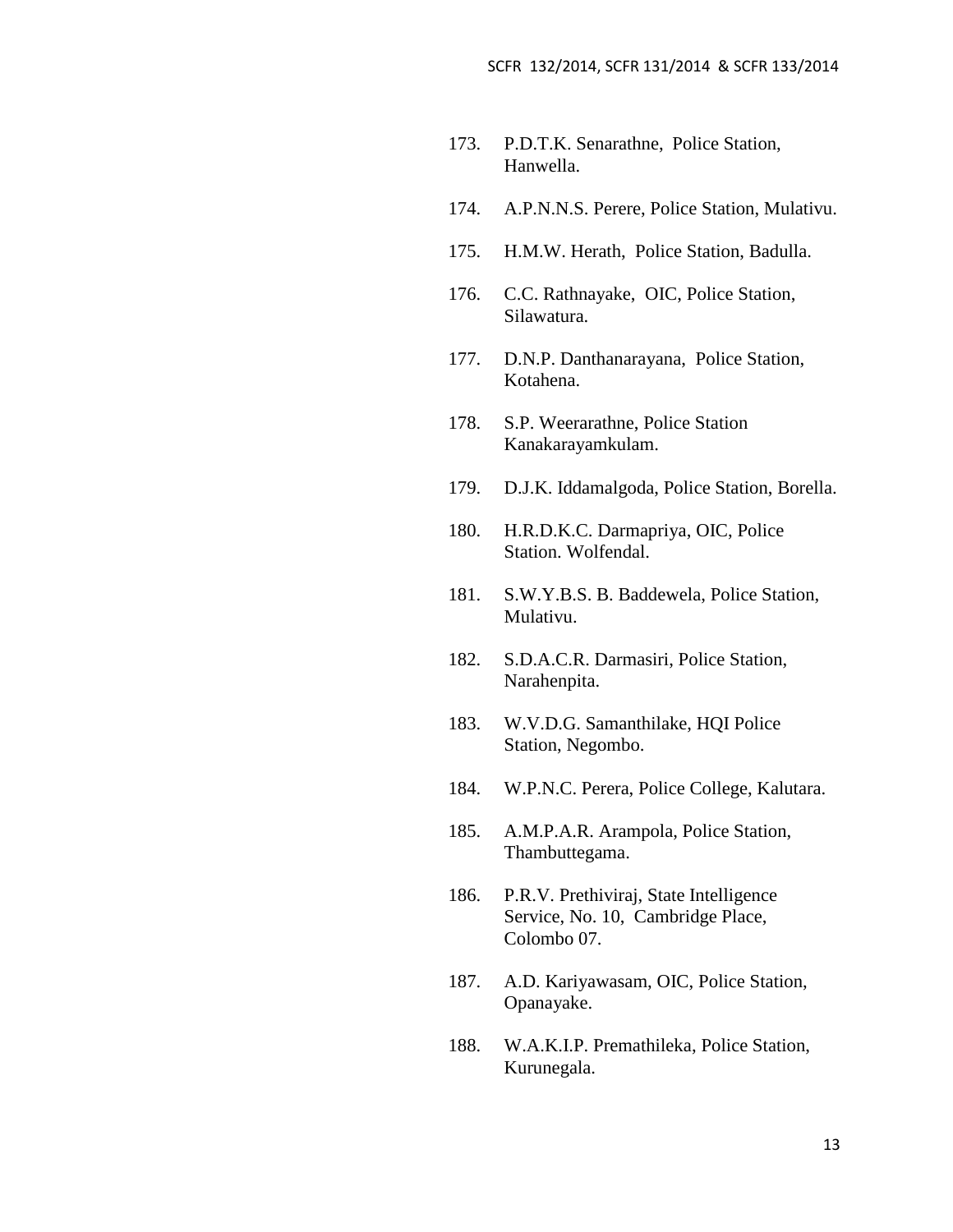173. P.D.T.K. Senarathne, Police Station, Hanwella.

174. A.P.N.N.S. Perere, Police Station, Mulativu.

175. H.M.W. Herath, Police Station, Badulla.

176. C.C. Rathnayake, OIC, Police Station, Silawatura.

177. D.N.P. Danthanarayana, Police Station, Kotahena.

178. S.P. Weerarathne, Police Station Kanakarayamkulam.

179. D.J.K. Iddamalgoda, Police Station, Borella.

180. H.R.D.K.C. Darmapriya, OIC, Police Station. Wolfendal.

181. S.W.Y.B.S. B. Baddewela, Police Station, Mulativu.

182. S.D.A.C.R. Darmasiri, Police Station, Narahenpita.

183. W.V.D.G. Samanthilake, HQI Police Station, Negombo.

184. W.P.N.C. Perera, Police College, Kalutara.

185. A.M.P.A.R. Arampola, Police Station, Thambuttegama.

186. P.R.V. Prethiviraj, State Intelligence Service, No. 10, Cambridge Place, Colombo 07.

187. A.D. Kariyawasam, OIC, Police Station, Opanayake.

188. W.A.K.I.P. Premathileka, Police Station, Kurunegala.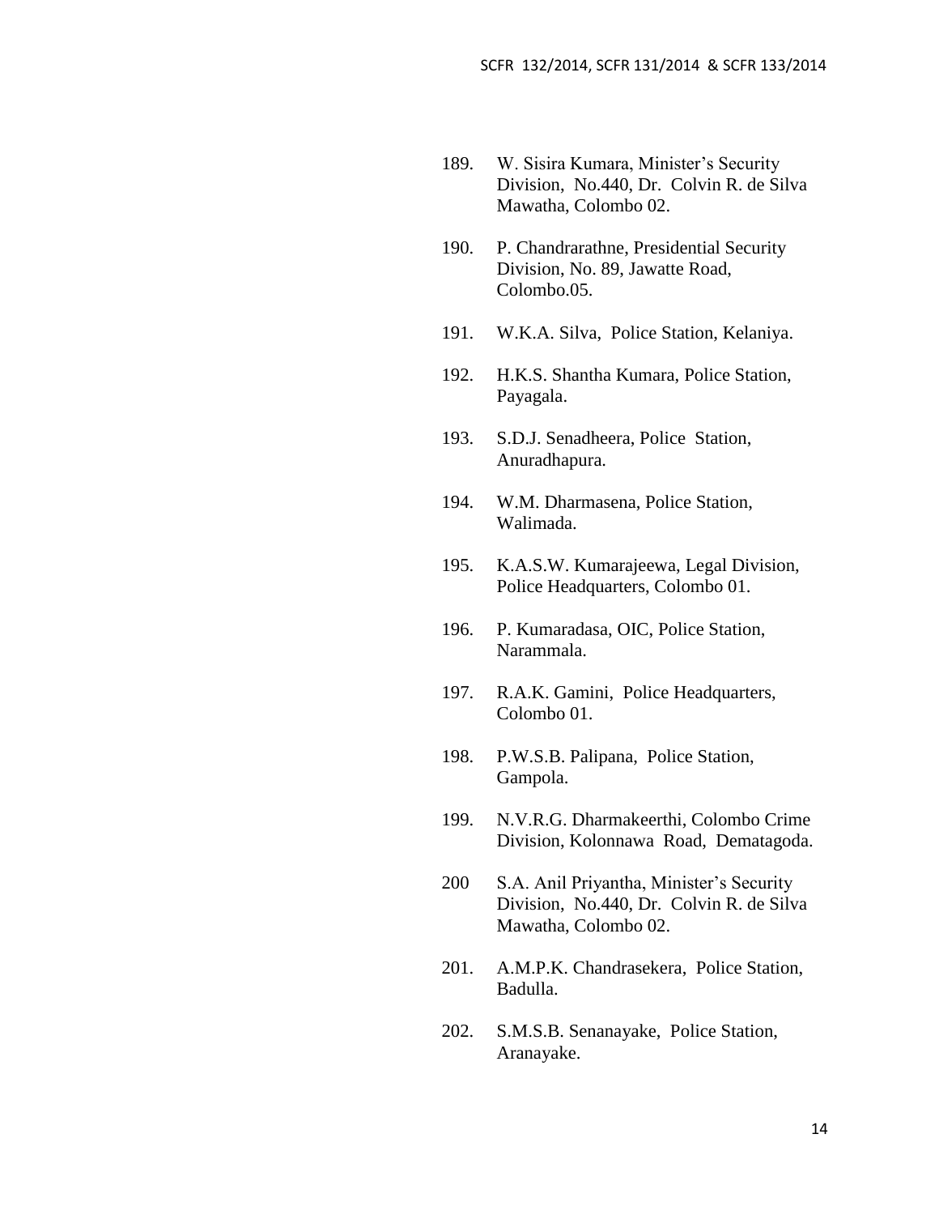189. W. Sisira Kumara, Minister's Security Division, No.440, Dr. Colvin R. de Silva Mawatha, Colombo 02.

190. P. Chandrarathne, Presidential Security Division, No. 89, Jawatte Road, Colombo.05.

191. W.K.A. Silva, Police Station, Kelaniya.

192. H.K.S. Shantha Kumara, Police Station, Payagala.

193. S.D.J. Senadheera, Police Station, Anuradhapura.

194. W.M. Dharmasena, Police Station, Walimada.

195. K.A.S.W. Kumarajeewa, Legal Division, Police Headquarters, Colombo 01.

196. P. Kumaradasa, OIC, Police Station, Narammala.

197. R.A.K. Gamini, Police Headquarters, Colombo 01.

198. P.W.S.B. Palipana, Police Station, Gampola.

199. N.V.R.G. Dharmakeerthi, Colombo Crime Division, Kolonnawa Road, Dematagoda.

200 S.A. Anil Priyantha, Minister's Security Division, No.440, Dr. Colvin R. de Silva Mawatha, Colombo 02.

201. A.M.P.K. Chandrasekera, Police Station, Badulla.

202. S.M.S.B. Senanayake, Police Station, Aranayake.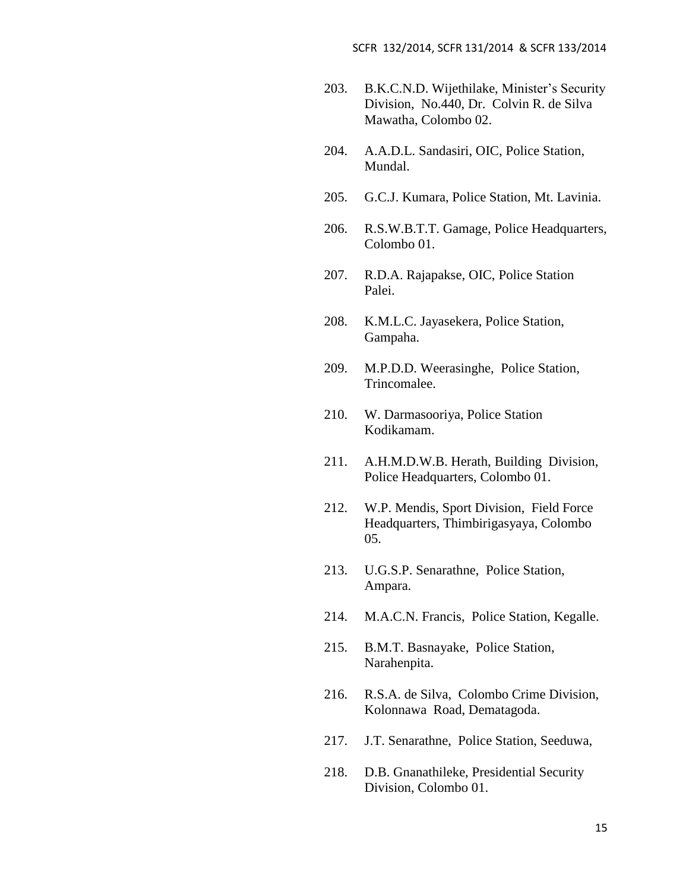203. B.K.C.N.D. Wijethilake, Minister's Security Division, No.440, Dr. Colvin R. de Silva Mawatha, Colombo 02.

204. A.A.D.L. Sandasiri, OIC, Police Station, Mundal.

205. G.C.J. Kumara, Police Station, Mt. Lavinia.

206. R.S.W.B.T.T. Gamage, Police Headquarters, Colombo 01.

207. R.D.A. Rajapakse, OIC, Police Station Palei.

208. K.M.L.C. Jayasekera, Police Station, Gampaha.

209. M.P.D.D. Weerasinghe, Police Station, Trincomalee.

210. W. Darmasooriya, Police Station Kodikamam.

211. A.H.M.D.W.B. Herath, Building Division, Police Headquarters, Colombo 01.

212. W.P. Mendis, Sport Division, Field Force Headquarters, Thimbirigasyaya, Colombo 05.

213. U.G.S.P. Senarathne, Police Station, Ampara.

214. M.A.C.N. Francis, Police Station, Kegalle.

215. B.M.T. Basnayake, Police Station, Narahenpita.

216. R.S.A. de Silva, Colombo Crime Division, Kolonnawa Road, Dematagoda.

217. J.T. Senarathne, Police Station, Seeduwa,

218. D.B. Gnanathileke, Presidential Security Division, Colombo 01.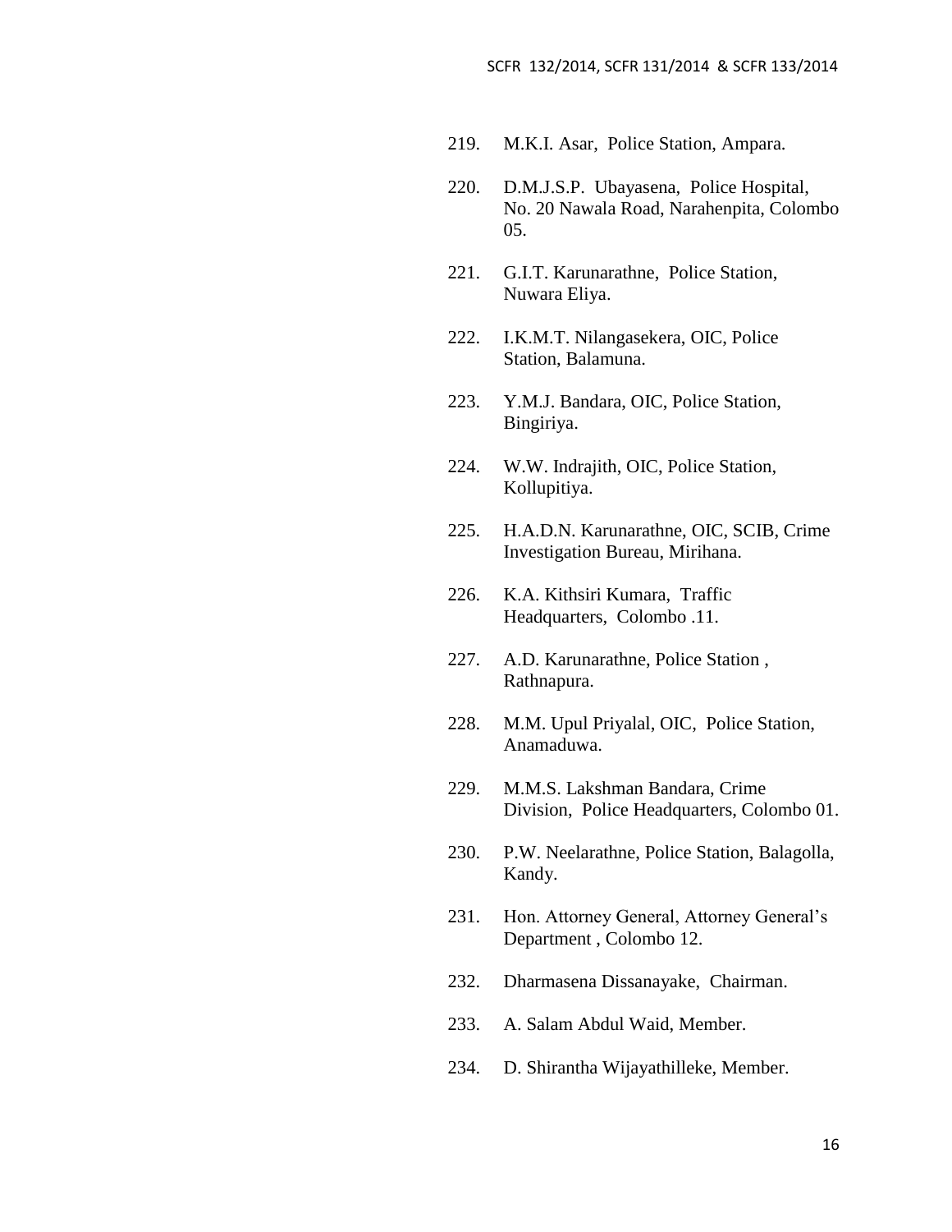219. M.K.I. Asar, Police Station, Ampara.

220. D.M.J.S.P. Ubayasena, Police Hospital, No. 20 Nawala Road, Narahenpita, Colombo 05.

221. G.I.T. Karunarathne, Police Station, Nuwara Eliya.

222. I.K.M.T. Nilangasekera, OIC, Police Station, Balamuna.

223. Y.M.J. Bandara, OIC, Police Station, Bingiriya.

224. W.W. Indrajith, OIC, Police Station, Kollupitiya.

225. H.A.D.N. Karunarathne, OIC, SCIB, Crime Investigation Bureau, Mirihana.

226. K.A. Kithsiri Kumara, Traffic Headquarters, Colombo .11.

227. A.D. Karunarathne, Police Station , Rathnapura.

228. M.M. Upul Priyalal, OIC, Police Station, Anamaduwa.

229. M.M.S. Lakshman Bandara, Crime Division, Police Headquarters, Colombo 01.

230. P.W. Neelarathne, Police Station, Balagolla, Kandy.

231. Hon. Attorney General, Attorney General's Department , Colombo 12.

232. Dharmasena Dissanayake, Chairman.

233. A. Salam Abdul Waid, Member.

234. D. Shirantha Wijayathilleke, Member.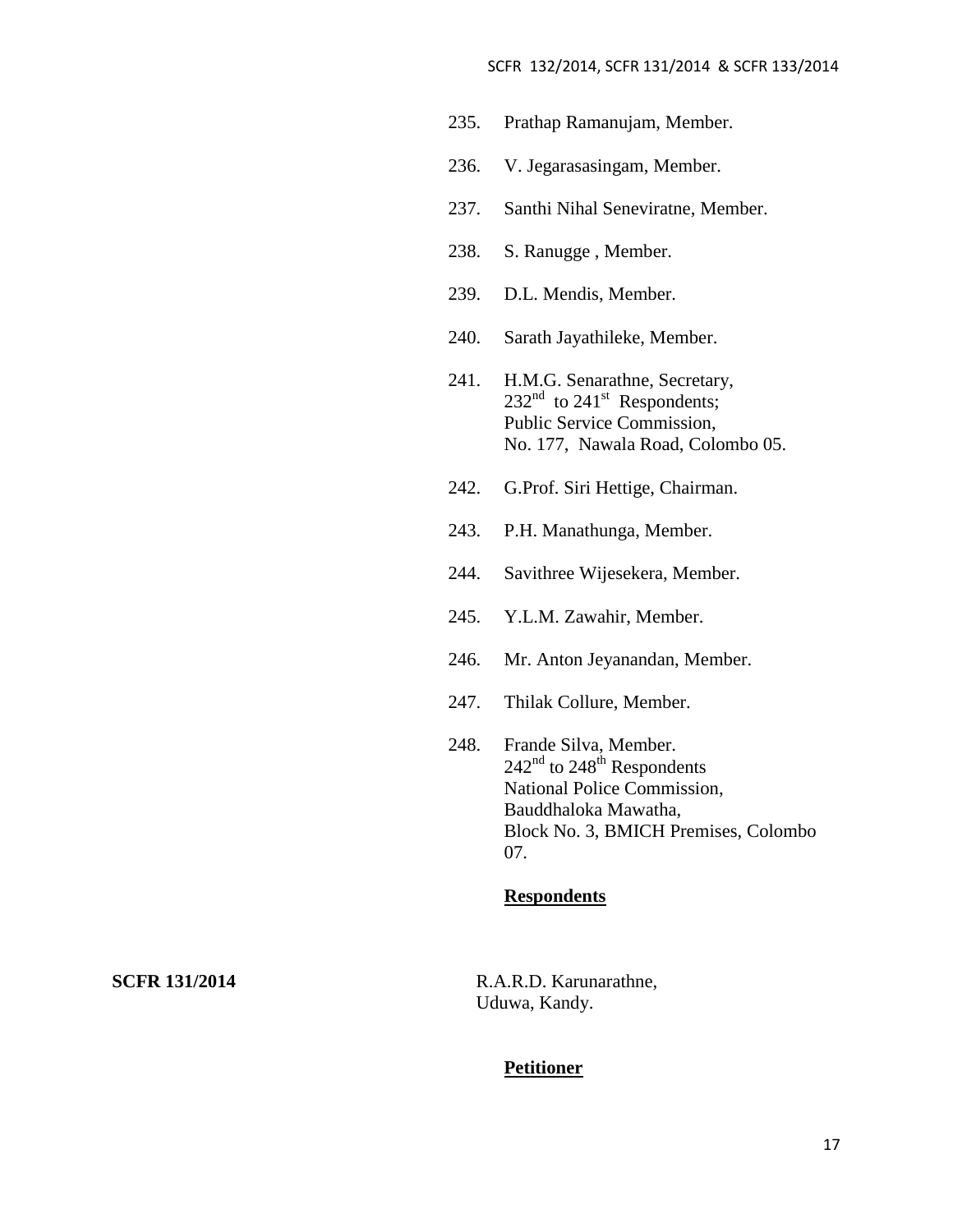235. Prathap Ramanujam, Member.

236. V. Jegarasasingam, Member.

237. Santhi Nihal Seneviratne, Member.

238. S. Ranugge , Member.

239. D.L. Mendis, Member.

240. Sarath Jayathileke, Member.

241. H.M.G. Senarathne, Secretary,
232nd to 241st Respondents;
Public Service Commission,
No. 177, Nawala Road, Colombo 05.

242. G.Prof. Siri Hettige, Chairman.

243. P.H. Manathunga, Member.

244. Savithree Wijesekera, Member.

245. Y.L.M. Zawahir, Member.

246. Mr. Anton Jeyanandan, Member.

247. Thilak Collure, Member.

248. Frande Silva, Member.
242nd to 248th Respondents
National Police Commission,
Bauddhaloka Mawatha,
Block No. 3, BMICH Premises, Colombo 07.

**Respondents**

**SCFR 131/2014** R.A.R.D. Karunarathne,
Uduwa, Kandy.

**Petitioner**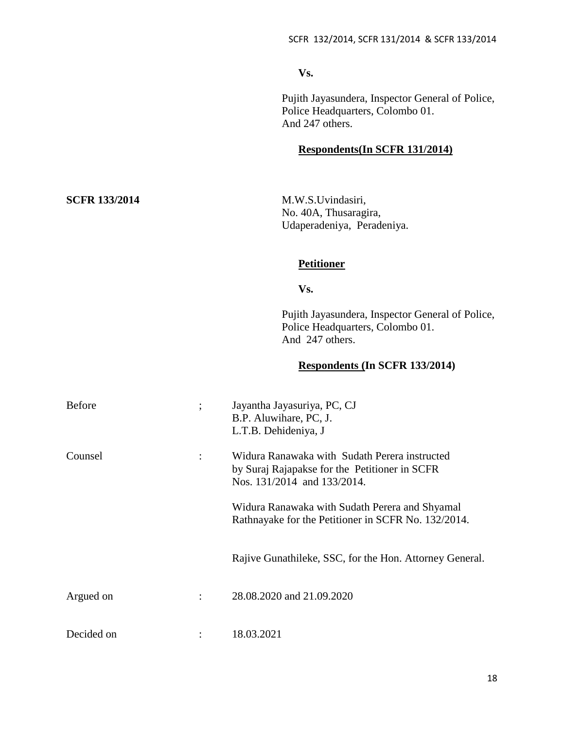**Vs.**

Pujith Jayasundera, Inspector General of Police,
Police Headquarters, Colombo 01.
And 247 others.

**Respondents(In SCFR 131/2014)**

**SCFR 133/2014**

M.W.S.Uvindasiri,
No. 40A, Thusaragira,
Udaperadeniya, Peradeniya.

**Petitioner**

**Vs.**

Pujith Jayasundera, Inspector General of Police,
Police Headquarters, Colombo 01.
And 247 others.

**Respondents (In SCFR 133/2014)**

Before ; Jayantha Jayasuriya, PC, CJ
B.P. Aluwihare, PC, J.
L.T.B. Dehideniya, J

Counsel : Widura Ranawaka with Sudath Perera instructed by Suraj Rajapakse for the Petitioner in SCFR Nos. 131/2014 and 133/2014.

Widura Ranawaka with Sudath Perera and Shyamal Rathnayake for the Petitioner in SCFR No. 132/2014.

Rajive Gunathileke, SSC, for the Hon. Attorney General.

Argued on : 28.08.2020 and 21.09.2020

Decided on : 18.03.2021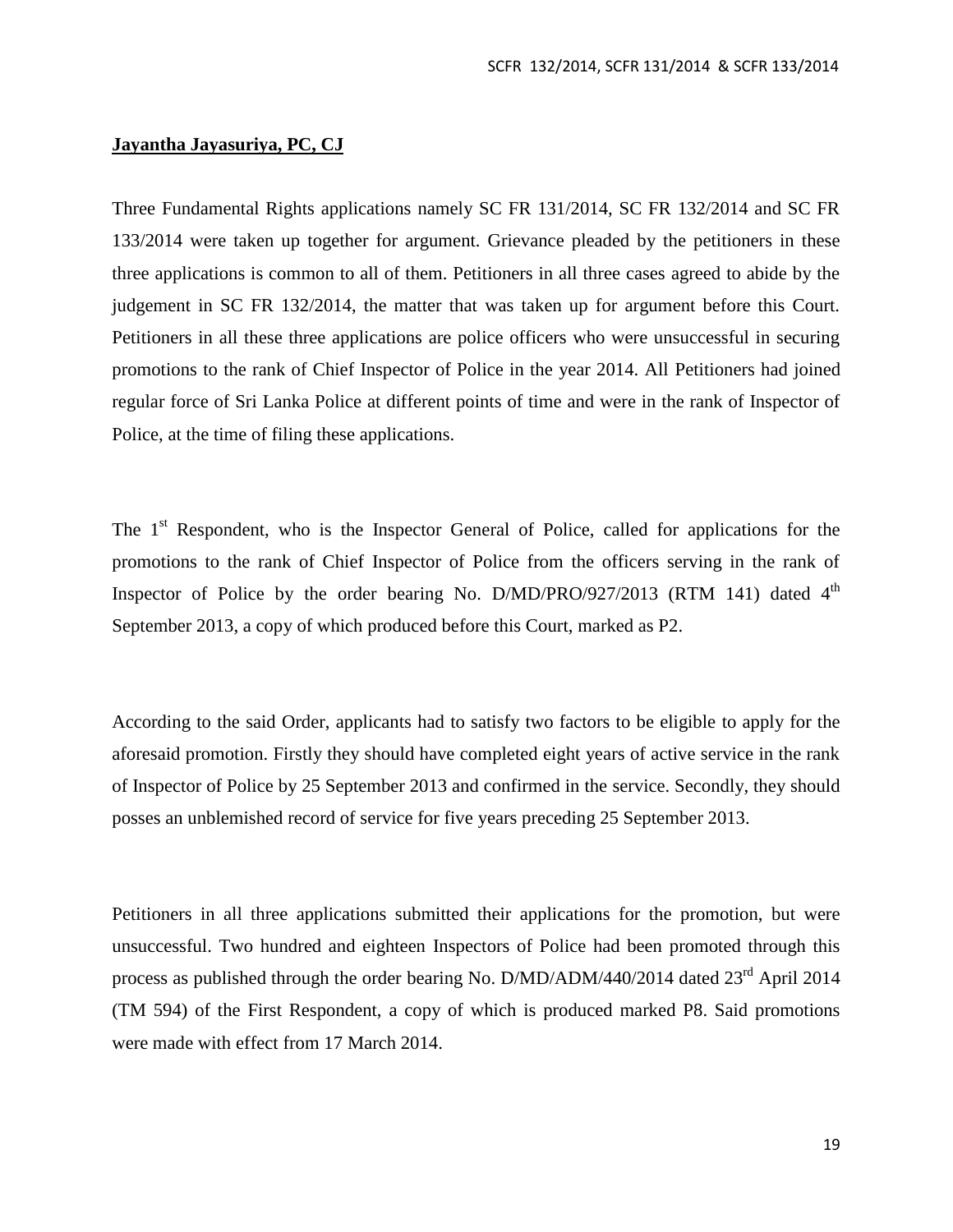**Jayantha Jayasuriya, PC, CJ**

Three Fundamental Rights applications namely SC FR 131/2014, SC FR 132/2014 and SC FR 133/2014 were taken up together for argument. Grievance pleaded by the petitioners in these three applications is common to all of them. Petitioners in all three cases agreed to abide by the judgement in SC FR 132/2014, the matter that was taken up for argument before this Court. Petitioners in all these three applications are police officers who were unsuccessful in securing promotions to the rank of Chief Inspector of Police in the year 2014. All Petitioners had joined regular force of Sri Lanka Police at different points of time and were in the rank of Inspector of Police, at the time of filing these applications.

The 1st Respondent, who is the Inspector General of Police, called for applications for the promotions to the rank of Chief Inspector of Police from the officers serving in the rank of Inspector of Police by the order bearing No. D/MD/PRO/927/2013 (RTM 141) dated 4th September 2013, a copy of which produced before this Court, marked as P2.

According to the said Order, applicants had to satisfy two factors to be eligible to apply for the aforesaid promotion. Firstly they should have completed eight years of active service in the rank of Inspector of Police by 25 September 2013 and confirmed in the service. Secondly, they should posses an unblemished record of service for five years preceding 25 September 2013.

Petitioners in all three applications submitted their applications for the promotion, but were unsuccessful. Two hundred and eighteen Inspectors of Police had been promoted through this process as published through the order bearing No. D/MD/ADM/440/2014 dated 23rd April 2014 (TM 594) of the First Respondent, a copy of which is produced marked P8. Said promotions were made with effect from 17 March 2014.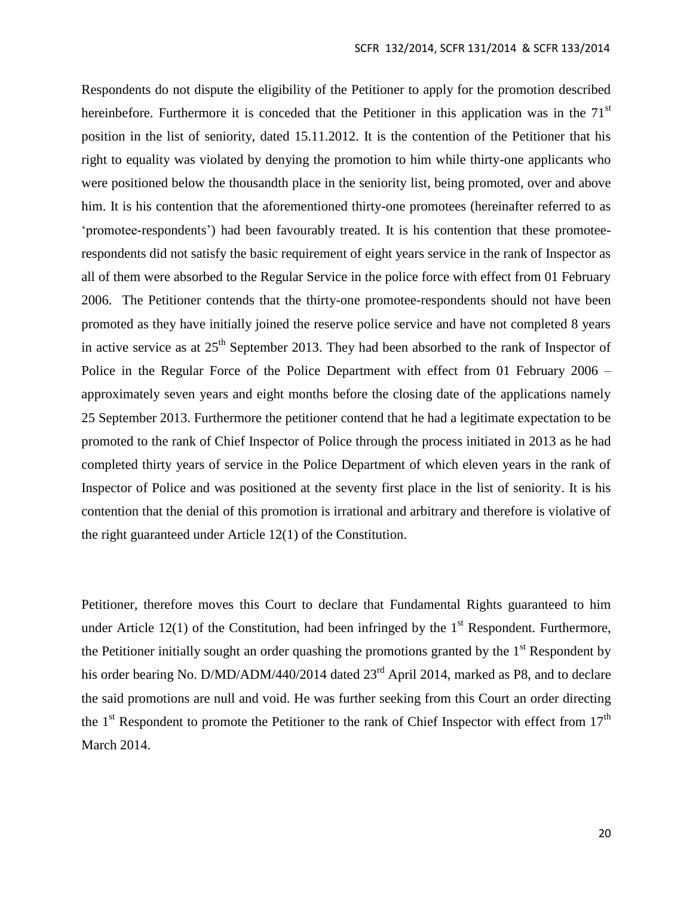Respondents do not dispute the eligibility of the Petitioner to apply for the promotion described hereinbefore. Furthermore it is conceded that the Petitioner in this application was in the 71st position in the list of seniority, dated 15.11.2012. It is the contention of the Petitioner that his right to equality was violated by denying the promotion to him while thirty-one applicants who were positioned below the thousandth place in the seniority list, being promoted, over and above him. It is his contention that the aforementioned thirty-one promotees (hereinafter referred to as 'promotee-respondents') had been favourably treated. It is his contention that these promotee-respondents did not satisfy the basic requirement of eight years service in the rank of Inspector as all of them were absorbed to the Regular Service in the police force with effect from 01 February 2006. The Petitioner contends that the thirty-one promotee-respondents should not have been promoted as they have initially joined the reserve police service and have not completed 8 years in active service as at 25th September 2013. They had been absorbed to the rank of Inspector of Police in the Regular Force of the Police Department with effect from 01 February 2006 – approximately seven years and eight months before the closing date of the applications namely 25 September 2013. Furthermore the petitioner contend that he had a legitimate expectation to be promoted to the rank of Chief Inspector of Police through the process initiated in 2013 as he had completed thirty years of service in the Police Department of which eleven years in the rank of Inspector of Police and was positioned at the seventy first place in the list of seniority. It is his contention that the denial of this promotion is irrational and arbitrary and therefore is violative of the right guaranteed under Article 12(1) of the Constitution.

Petitioner, therefore moves this Court to declare that Fundamental Rights guaranteed to him under Article 12(1) of the Constitution, had been infringed by the 1st Respondent. Furthermore, the Petitioner initially sought an order quashing the promotions granted by the 1st Respondent by his order bearing No. D/MD/ADM/440/2014 dated 23rd April 2014, marked as P8, and to declare the said promotions are null and void. He was further seeking from this Court an order directing the 1st Respondent to promote the Petitioner to the rank of Chief Inspector with effect from 17th March 2014.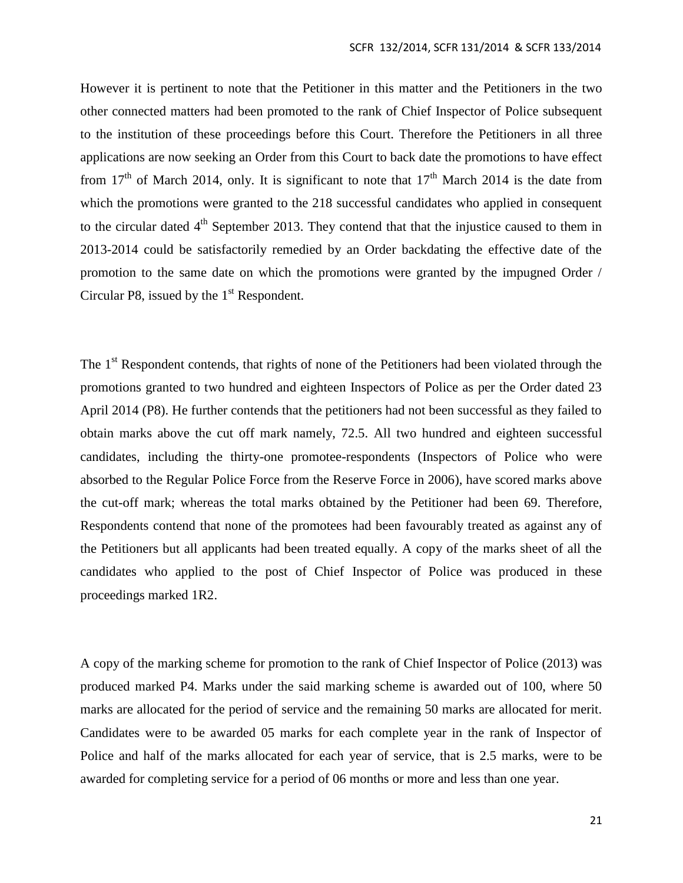However it is pertinent to note that the Petitioner in this matter and the Petitioners in the two other connected matters had been promoted to the rank of Chief Inspector of Police subsequent to the institution of these proceedings before this Court. Therefore the Petitioners in all three applications are now seeking an Order from this Court to back date the promotions to have effect from 17th of March 2014, only. It is significant to note that 17th March 2014 is the date from which the promotions were granted to the 218 successful candidates who applied in consequent to the circular dated 4th September 2013. They contend that that the injustice caused to them in 2013-2014 could be satisfactorily remedied by an Order backdating the effective date of the promotion to the same date on which the promotions were granted by the impugned Order / Circular P8, issued by the 1st Respondent.

The 1st Respondent contends, that rights of none of the Petitioners had been violated through the promotions granted to two hundred and eighteen Inspectors of Police as per the Order dated 23 April 2014 (P8). He further contends that the petitioners had not been successful as they failed to obtain marks above the cut off mark namely, 72.5. All two hundred and eighteen successful candidates, including the thirty-one promotee-respondents (Inspectors of Police who were absorbed to the Regular Police Force from the Reserve Force in 2006), have scored marks above the cut-off mark; whereas the total marks obtained by the Petitioner had been 69. Therefore, Respondents contend that none of the promotees had been favourably treated as against any of the Petitioners but all applicants had been treated equally. A copy of the marks sheet of all the candidates who applied to the post of Chief Inspector of Police was produced in these proceedings marked 1R2.

A copy of the marking scheme for promotion to the rank of Chief Inspector of Police (2013) was produced marked P4. Marks under the said marking scheme is awarded out of 100, where 50 marks are allocated for the period of service and the remaining 50 marks are allocated for merit. Candidates were to be awarded 05 marks for each complete year in the rank of Inspector of Police and half of the marks allocated for each year of service, that is 2.5 marks, were to be awarded for completing service for a period of 06 months or more and less than one year.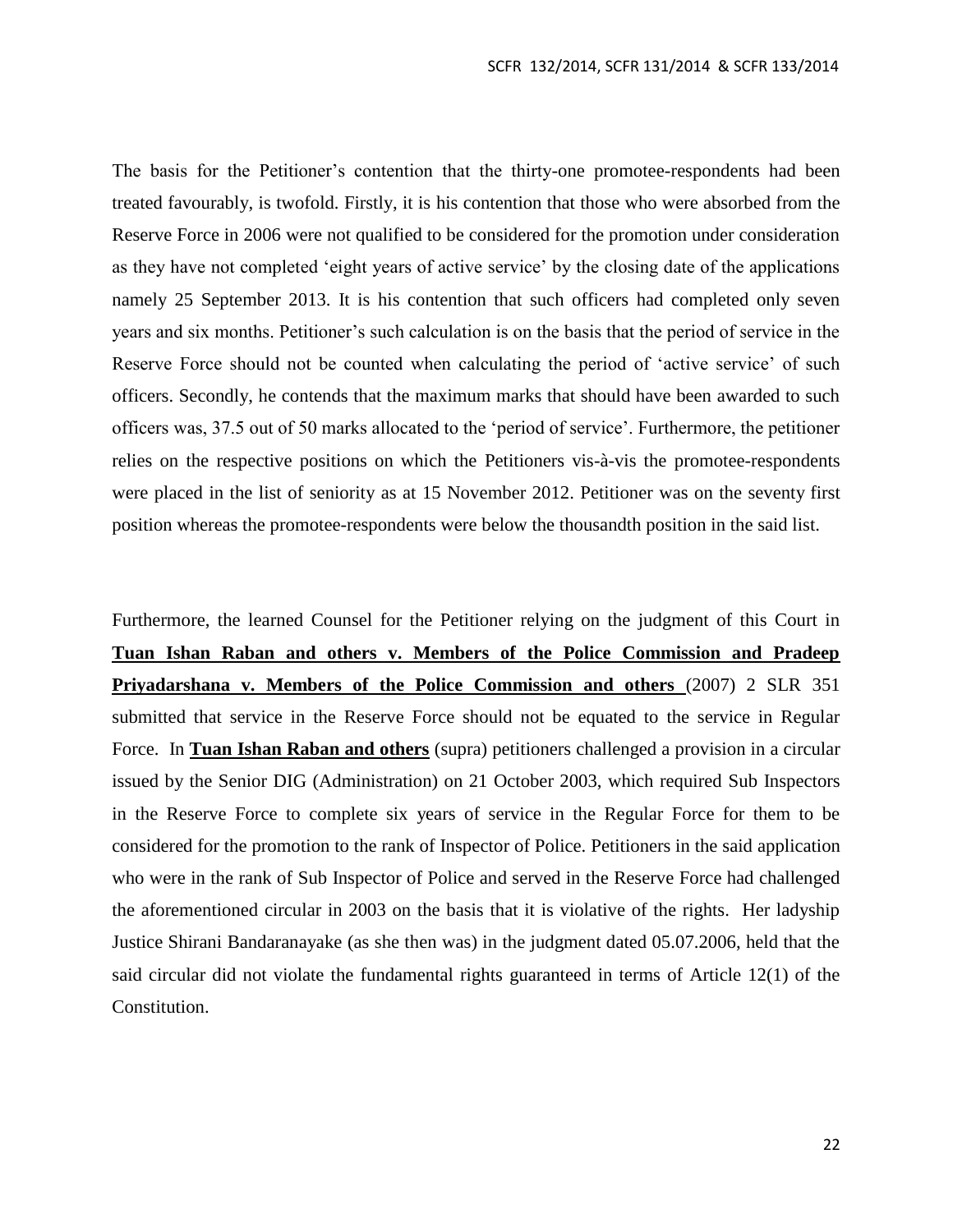The basis for the Petitioner's contention that the thirty-one promotee-respondents had been treated favourably, is twofold. Firstly, it is his contention that those who were absorbed from the Reserve Force in 2006 were not qualified to be considered for the promotion under consideration as they have not completed 'eight years of active service' by the closing date of the applications namely 25 September 2013. It is his contention that such officers had completed only seven years and six months. Petitioner's such calculation is on the basis that the period of service in the Reserve Force should not be counted when calculating the period of 'active service' of such officers. Secondly, he contends that the maximum marks that should have been awarded to such officers was, 37.5 out of 50 marks allocated to the 'period of service'. Furthermore, the petitioner relies on the respective positions on which the Petitioners vis-à-vis the promotee-respondents were placed in the list of seniority as at 15 November 2012. Petitioner was on the seventy first position whereas the promotee-respondents were below the thousandth position in the said list.

Furthermore, the learned Counsel for the Petitioner relying on the judgment of this Court in **Tuan Ishan Raban and others v. Members of the Police Commission and Pradeep Priyadarshana v. Members of the Police Commission and others** (2007) 2 SLR 351 submitted that service in the Reserve Force should not be equated to the service in Regular Force. In **Tuan Ishan Raban and others** (supra) petitioners challenged a provision in a circular issued by the Senior DIG (Administration) on 21 October 2003, which required Sub Inspectors in the Reserve Force to complete six years of service in the Regular Force for them to be considered for the promotion to the rank of Inspector of Police. Petitioners in the said application who were in the rank of Sub Inspector of Police and served in the Reserve Force had challenged the aforementioned circular in 2003 on the basis that it is violative of the rights. Her ladyship Justice Shirani Bandaranayake (as she then was) in the judgment dated 05.07.2006, held that the said circular did not violate the fundamental rights guaranteed in terms of Article 12(1) of the Constitution.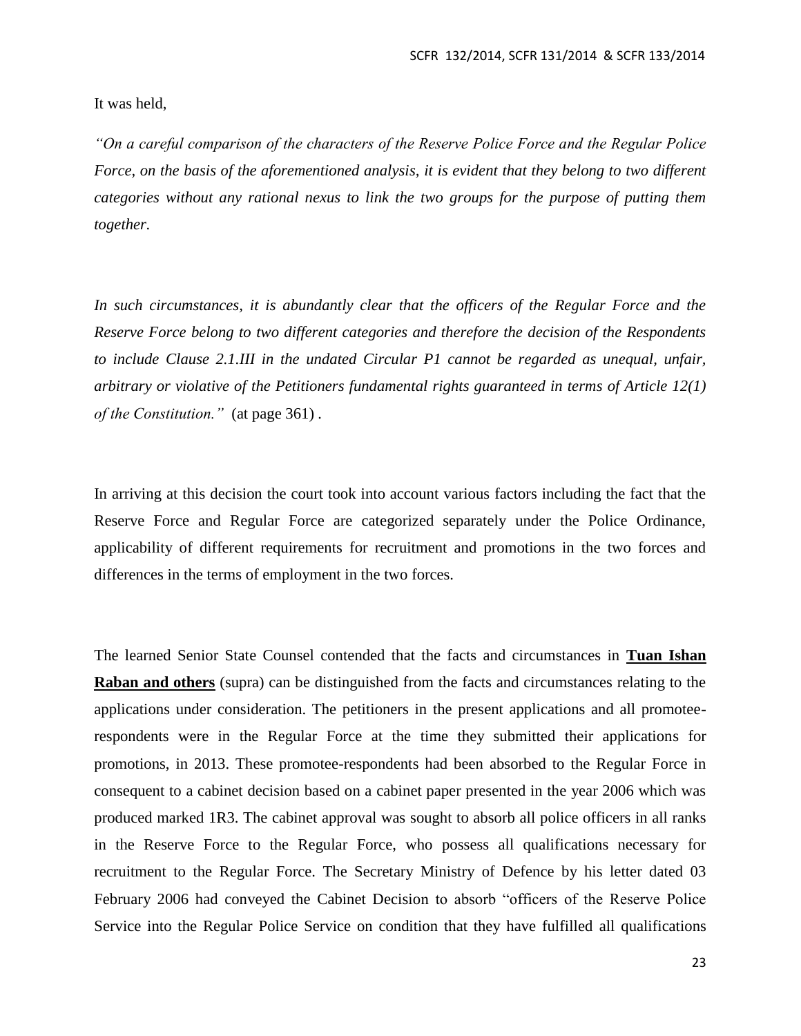It was held,

*"On a careful comparison of the characters of the Reserve Police Force and the Regular Police Force, on the basis of the aforementioned analysis, it is evident that they belong to two different categories without any rational nexus to link the two groups for the purpose of putting them together.*

*In such circumstances, it is abundantly clear that the officers of the Regular Force and the Reserve Force belong to two different categories and therefore the decision of the Respondents to include Clause 2.1.III in the undated Circular P1 cannot be regarded as unequal, unfair, arbitrary or violative of the Petitioners fundamental rights guaranteed in terms of Article 12(1) of the Constitution."* (at page 361) .

In arriving at this decision the court took into account various factors including the fact that the Reserve Force and Regular Force are categorized separately under the Police Ordinance, applicability of different requirements for recruitment and promotions in the two forces and differences in the terms of employment in the two forces.

The learned Senior State Counsel contended that the facts and circumstances in **Tuan Ishan Raban and others** (supra) can be distinguished from the facts and circumstances relating to the applications under consideration. The petitioners in the present applications and all promotee-respondents were in the Regular Force at the time they submitted their applications for promotions, in 2013. These promotee-respondents had been absorbed to the Regular Force in consequent to a cabinet decision based on a cabinet paper presented in the year 2006 which was produced marked 1R3. The cabinet approval was sought to absorb all police officers in all ranks in the Reserve Force to the Regular Force, who possess all qualifications necessary for recruitment to the Regular Force. The Secretary Ministry of Defence by his letter dated 03 February 2006 had conveyed the Cabinet Decision to absorb "officers of the Reserve Police Service into the Regular Police Service on condition that they have fulfilled all qualifications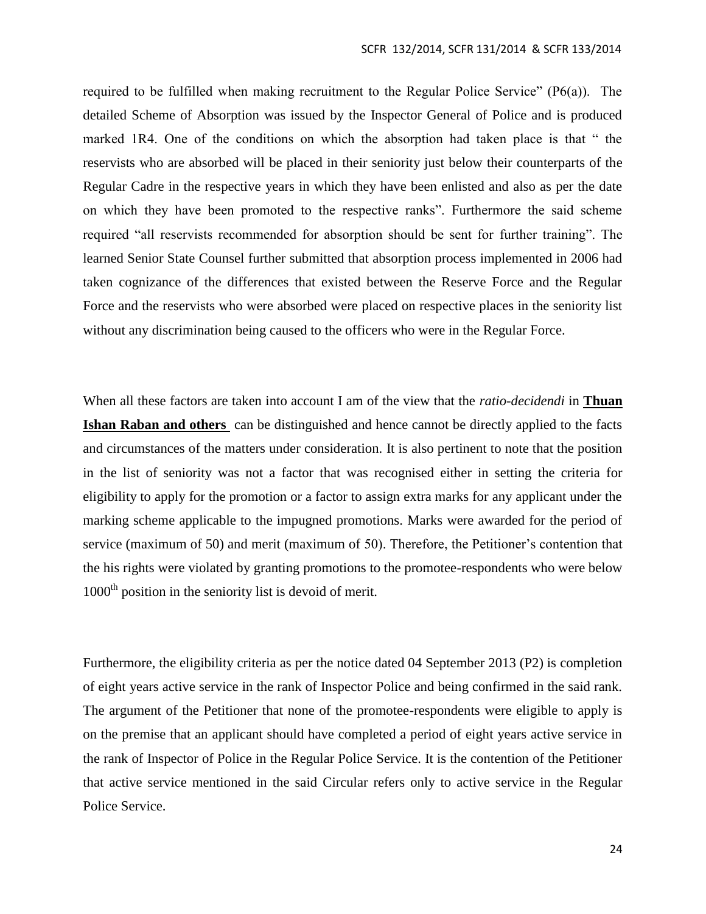required to be fulfilled when making recruitment to the Regular Police Service" (P6(a)). The detailed Scheme of Absorption was issued by the Inspector General of Police and is produced marked 1R4. One of the conditions on which the absorption had taken place is that " the reservists who are absorbed will be placed in their seniority just below their counterparts of the Regular Cadre in the respective years in which they have been enlisted and also as per the date on which they have been promoted to the respective ranks". Furthermore the said scheme required "all reservists recommended for absorption should be sent for further training". The learned Senior State Counsel further submitted that absorption process implemented in 2006 had taken cognizance of the differences that existed between the Reserve Force and the Regular Force and the reservists who were absorbed were placed on respective places in the seniority list without any discrimination being caused to the officers who were in the Regular Force.

When all these factors are taken into account I am of the view that the *ratio-decidendi* in **Thuan Ishan Raban and others** can be distinguished and hence cannot be directly applied to the facts and circumstances of the matters under consideration. It is also pertinent to note that the position in the list of seniority was not a factor that was recognised either in setting the criteria for eligibility to apply for the promotion or a factor to assign extra marks for any applicant under the marking scheme applicable to the impugned promotions. Marks were awarded for the period of service (maximum of 50) and merit (maximum of 50). Therefore, the Petitioner's contention that the his rights were violated by granting promotions to the promotee-respondents who were below 1000th position in the seniority list is devoid of merit.

Furthermore, the eligibility criteria as per the notice dated 04 September 2013 (P2) is completion of eight years active service in the rank of Inspector Police and being confirmed in the said rank. The argument of the Petitioner that none of the promotee-respondents were eligible to apply is on the premise that an applicant should have completed a period of eight years active service in the rank of Inspector of Police in the Regular Police Service. It is the contention of the Petitioner that active service mentioned in the said Circular refers only to active service in the Regular Police Service.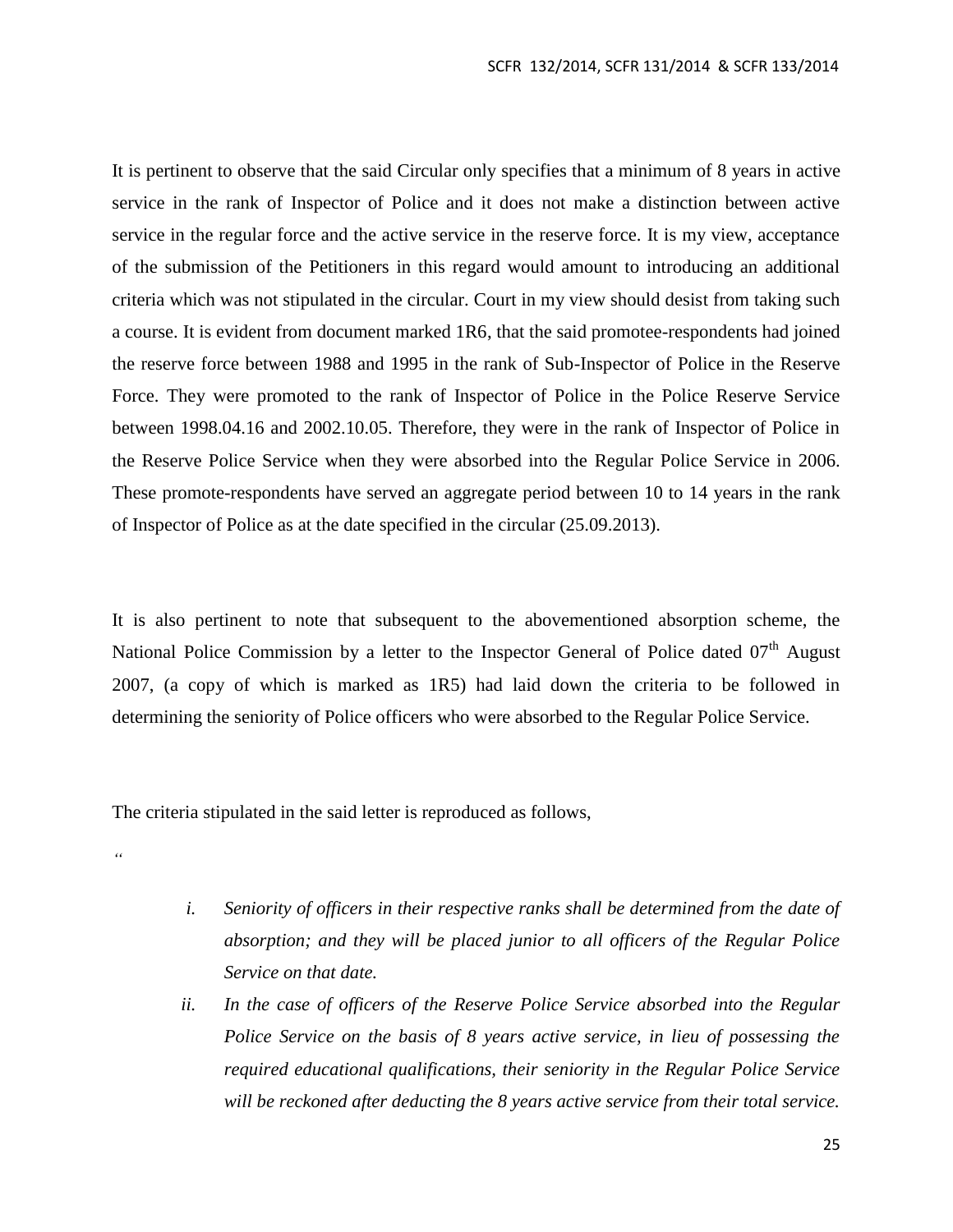It is pertinent to observe that the said Circular only specifies that a minimum of 8 years in active service in the rank of Inspector of Police and it does not make a distinction between active service in the regular force and the active service in the reserve force. It is my view, acceptance of the submission of the Petitioners in this regard would amount to introducing an additional criteria which was not stipulated in the circular. Court in my view should desist from taking such a course. It is evident from document marked 1R6, that the said promotee-respondents had joined the reserve force between 1988 and 1995 in the rank of Sub-Inspector of Police in the Reserve Force. They were promoted to the rank of Inspector of Police in the Police Reserve Service between 1998.04.16 and 2002.10.05. Therefore, they were in the rank of Inspector of Police in the Reserve Police Service when they were absorbed into the Regular Police Service in 2006. These promote-respondents have served an aggregate period between 10 to 14 years in the rank of Inspector of Police as at the date specified in the circular (25.09.2013).

It is also pertinent to note that subsequent to the abovementioned absorption scheme, the National Police Commission by a letter to the Inspector General of Police dated 07th August 2007, (a copy of which is marked as 1R5) had laid down the criteria to be followed in determining the seniority of Police officers who were absorbed to the Regular Police Service.

The criteria stipulated in the said letter is reproduced as follows,

"

i. *Seniority of officers in their respective ranks shall be determined from the date of absorption; and they will be placed junior to all officers of the Regular Police Service on that date.*

ii. *In the case of officers of the Reserve Police Service absorbed into the Regular Police Service on the basis of 8 years active service, in lieu of possessing the required educational qualifications, their seniority in the Regular Police Service will be reckoned after deducting the 8 years active service from their total service.*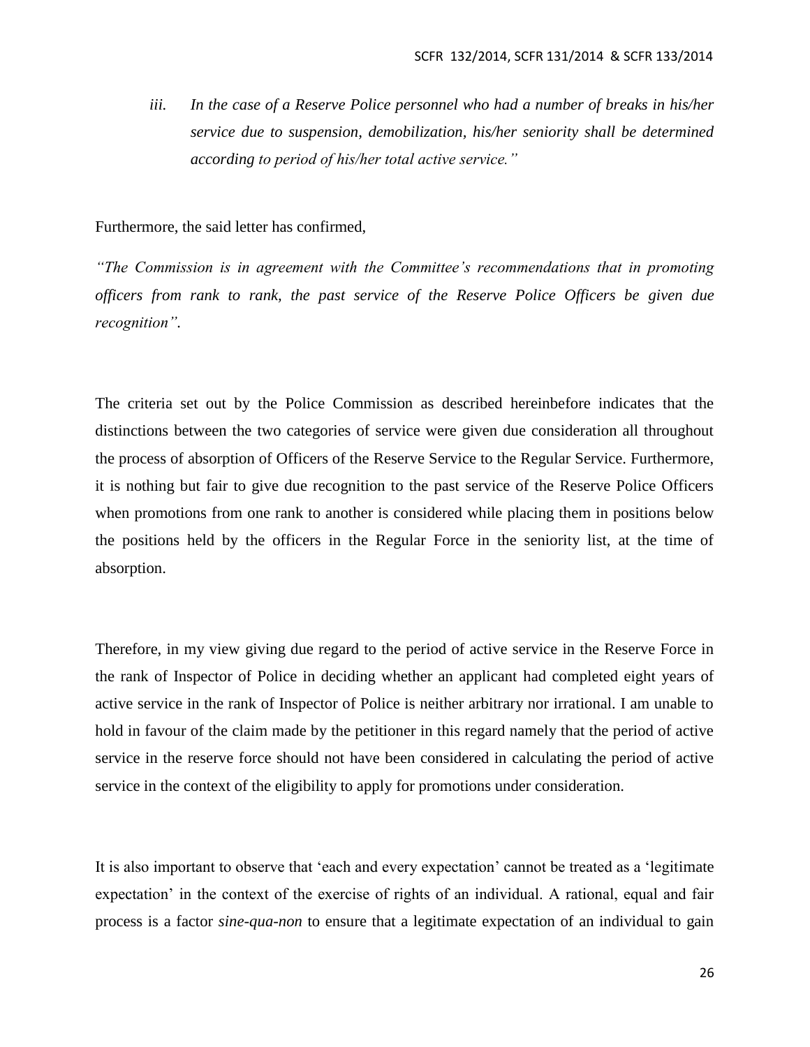*iii. In the case of a Reserve Police personnel who had a number of breaks in his/her service due to suspension, demobilization, his/her seniority shall be determined according to period of his/her total active service."*

Furthermore, the said letter has confirmed,

*"The Commission is in agreement with the Committee's recommendations that in promoting officers from rank to rank, the past service of the Reserve Police Officers be given due recognition".*

The criteria set out by the Police Commission as described hereinbefore indicates that the distinctions between the two categories of service were given due consideration all throughout the process of absorption of Officers of the Reserve Service to the Regular Service. Furthermore, it is nothing but fair to give due recognition to the past service of the Reserve Police Officers when promotions from one rank to another is considered while placing them in positions below the positions held by the officers in the Regular Force in the seniority list, at the time of absorption.

Therefore, in my view giving due regard to the period of active service in the Reserve Force in the rank of Inspector of Police in deciding whether an applicant had completed eight years of active service in the rank of Inspector of Police is neither arbitrary nor irrational. I am unable to hold in favour of the claim made by the petitioner in this regard namely that the period of active service in the reserve force should not have been considered in calculating the period of active service in the context of the eligibility to apply for promotions under consideration.

It is also important to observe that 'each and every expectation' cannot be treated as a 'legitimate expectation' in the context of the exercise of rights of an individual. A rational, equal and fair process is a factor *sine-qua-non* to ensure that a legitimate expectation of an individual to gain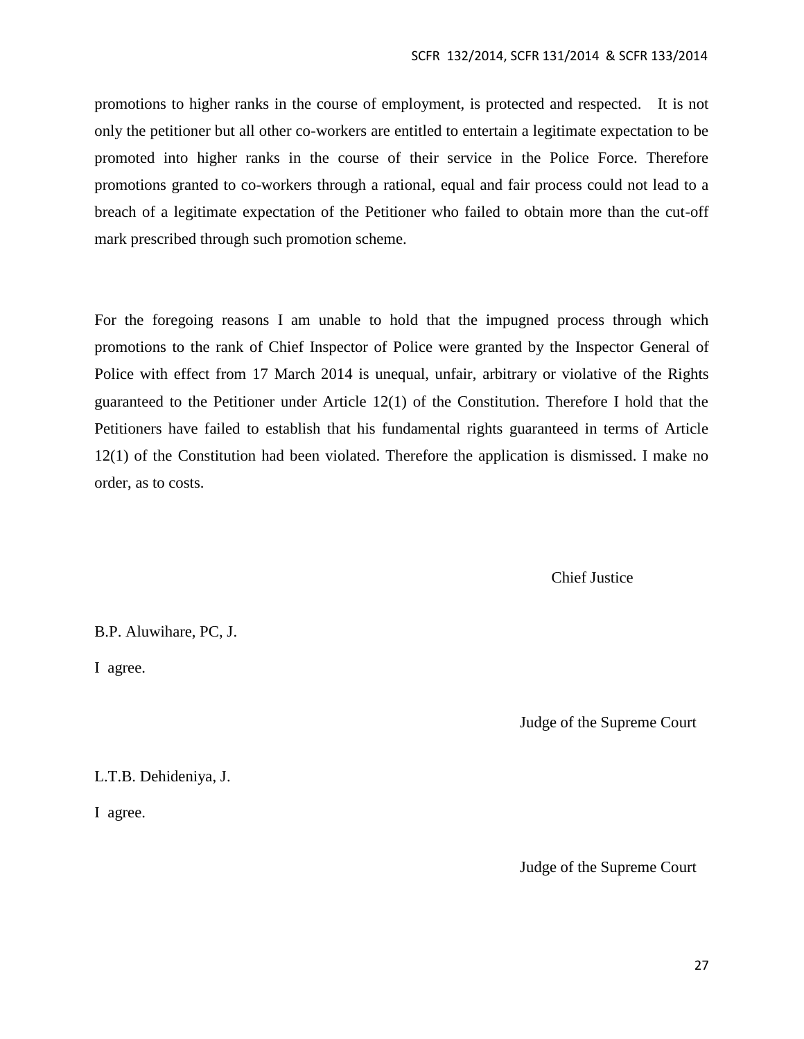promotions to higher ranks in the course of employment, is protected and respected. It is not only the petitioner but all other co-workers are entitled to entertain a legitimate expectation to be promoted into higher ranks in the course of their service in the Police Force. Therefore promotions granted to co-workers through a rational, equal and fair process could not lead to a breach of a legitimate expectation of the Petitioner who failed to obtain more than the cut-off mark prescribed through such promotion scheme.

For the foregoing reasons I am unable to hold that the impugned process through which promotions to the rank of Chief Inspector of Police were granted by the Inspector General of Police with effect from 17 March 2014 is unequal, unfair, arbitrary or violative of the Rights guaranteed to the Petitioner under Article 12(1) of the Constitution. Therefore I hold that the Petitioners have failed to establish that his fundamental rights guaranteed in terms of Article 12(1) of the Constitution had been violated. Therefore the application is dismissed. I make no order, as to costs.

Chief Justice

B.P. Aluwihare, PC, J.

I agree.

Judge of the Supreme Court

L.T.B. Dehideniya, J.

I agree.

Judge of the Supreme Court